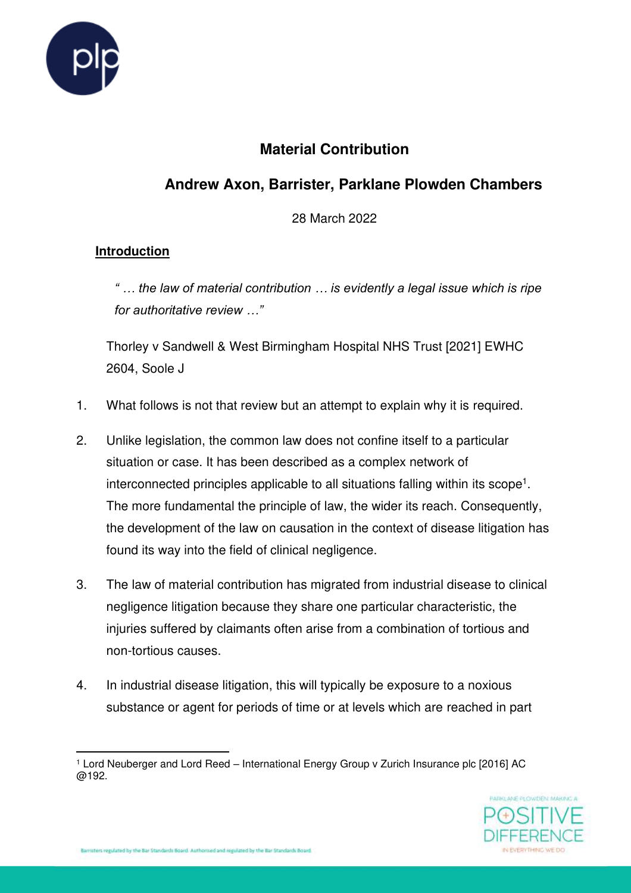# Material Contribution

## Andrew Axon, Barrister, Parklane Plowden Chambers

28 March 2022

### Introduction

*" … the law of material contribution … is evidently a legal issue which is ripe for authoritative review …"*

Thorley v Sandwell & West Birmingham Hospital NHS Trust [2021] EWHC 2604, Soole J

1. What follows is not that review but an attempt to explain why it is required.

2. Unlike legislation, the common law does not confine itself to a particular situation or case. It has been described as a complex network of interconnected principles applicable to all situations falling within its scope[1]. The more fundamental the principle of law, the wider its reach. Consequently, the development of the law on causation in the context of disease litigation has found its way into the field of clinical negligence.

3. The law of material contribution has migrated from industrial disease to clinical negligence litigation because they share one particular characteristic, the injuries suffered by claimants often arise from a combination of tortious and non-tortious causes.

4. In industrial disease litigation, this will typically be exposure to a noxious substance or agent for periods of time or at levels which are reached in part

[1] Lord Neuberger and Lord Reed – International Energy Group v Zurich Insurance plc [2016] AC @192.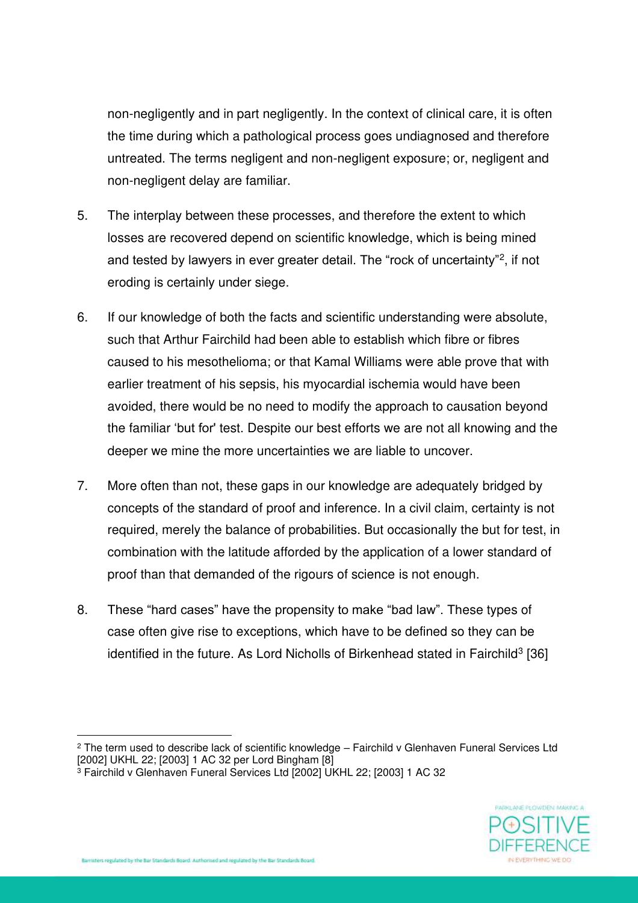non-negligently and in part negligently. In the context of clinical care, it is often the time during which a pathological process goes undiagnosed and therefore untreated. The terms negligent and non-negligent exposure; or, negligent and non-negligent delay are familiar.

5. The interplay between these processes, and therefore the extent to which losses are recovered depend on scientific knowledge, which is being mined and tested by lawyers in ever greater detail. The "rock of uncertainty"[2], if not eroding is certainly under siege.

6. If our knowledge of both the facts and scientific understanding were absolute, such that Arthur Fairchild had been able to establish which fibre or fibres caused to his mesothelioma; or that Kamal Williams were able prove that with earlier treatment of his sepsis, his myocardial ischemia would have been avoided, there would be no need to modify the approach to causation beyond the familiar 'but for' test. Despite our best efforts we are not all knowing and the deeper we mine the more uncertainties we are liable to uncover.

7. More often than not, these gaps in our knowledge are adequately bridged by concepts of the standard of proof and inference. In a civil claim, certainty is not required, merely the balance of probabilities. But occasionally the but for test, in combination with the latitude afforded by the application of a lower standard of proof than that demanded of the rigours of science is not enough.

8. These "hard cases" have the propensity to make "bad law". These types of case often give rise to exceptions, which have to be defined so they can be identified in the future. As Lord Nicholls of Birkenhead stated in Fairchild[3] [36]

---

[2] The term used to describe lack of scientific knowledge – Fairchild v Glenhaven Funeral Services Ltd [2002] UKHL 22; [2003] 1 AC 32 per Lord Bingham [8]

[3] Fairchild v Glenhaven Funeral Services Ltd [2002] UKHL 22; [2003] 1 AC 32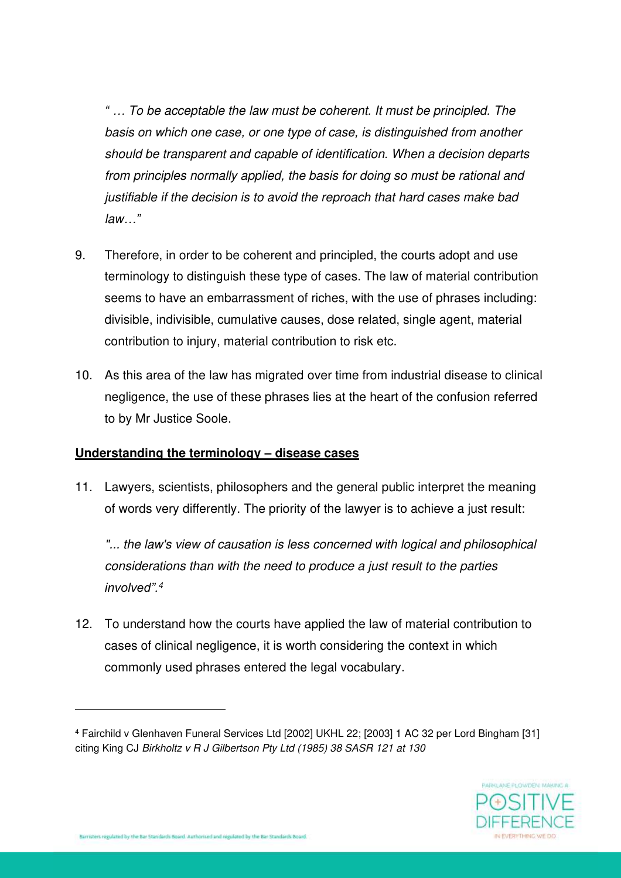*" … To be acceptable the law must be coherent. It must be principled. The basis on which one case, or one type of case, is distinguished from another should be transparent and capable of identification. When a decision departs from principles normally applied, the basis for doing so must be rational and justifiable if the decision is to avoid the reproach that hard cases make bad law…"*

9. Therefore, in order to be coherent and principled, the courts adopt and use terminology to distinguish these type of cases. The law of material contribution seems to have an embarrassment of riches, with the use of phrases including: divisible, indivisible, cumulative causes, dose related, single agent, material contribution to injury, material contribution to risk etc.

10. As this area of the law has migrated over time from industrial disease to clinical negligence, the use of these phrases lies at the heart of the confusion referred to by Mr Justice Soole.

**Understanding the terminology – disease cases**

11. Lawyers, scientists, philosophers and the general public interpret the meaning of words very differently. The priority of the lawyer is to achieve a just result:

    *"... the law's view of causation is less concerned with logical and philosophical considerations than with the need to produce a just result to the parties involved".*[4]

12. To understand how the courts have applied the law of material contribution to cases of clinical negligence, it is worth considering the context in which commonly used phrases entered the legal vocabulary.

---

[4] Fairchild v Glenhaven Funeral Services Ltd [2002] UKHL 22; [2003] 1 AC 32 per Lord Bingham [31] citing King CJ *Birkholtz v R J Gilbertson Pty Ltd (1985) 38 SASR 121 at 130*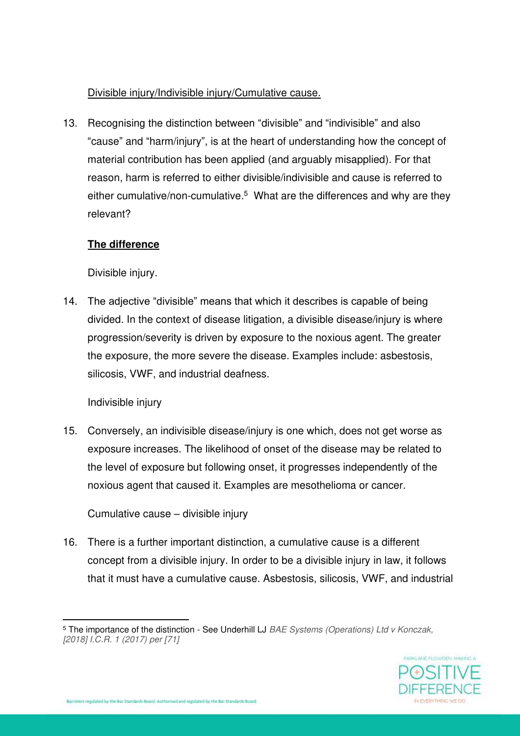Divisible injury/Indivisible injury/Cumulative cause.

13. Recognising the distinction between "divisible" and "indivisible" and also "cause" and "harm/injury", is at the heart of understanding how the concept of material contribution has been applied (and arguably misapplied). For that reason, harm is referred to either divisible/indivisible and cause is referred to either cumulative/non-cumulative.[5] What are the differences and why are they relevant?

**The difference**

Divisible injury.

14. The adjective "divisible" means that which it describes is capable of being divided. In the context of disease litigation, a divisible disease/injury is where progression/severity is driven by exposure to the noxious agent. The greater the exposure, the more severe the disease. Examples include: asbestosis, silicosis, VWF, and industrial deafness.

Indivisible injury

15. Conversely, an indivisible disease/injury is one which, does not get worse as exposure increases. The likelihood of onset of the disease may be related to the level of exposure but following onset, it progresses independently of the noxious agent that caused it. Examples are mesothelioma or cancer.

Cumulative cause – divisible injury

16. There is a further important distinction, a cumulative cause is a different concept from a divisible injury. In order to be a divisible injury in law, it follows that it must have a cumulative cause. Asbestosis, silicosis, VWF, and industrial

---

[5] The importance of the distinction - See Underhill LJ *BAE Systems (Operations) Ltd v Konczak, [2018] I.C.R. 1 (2017) per [71]*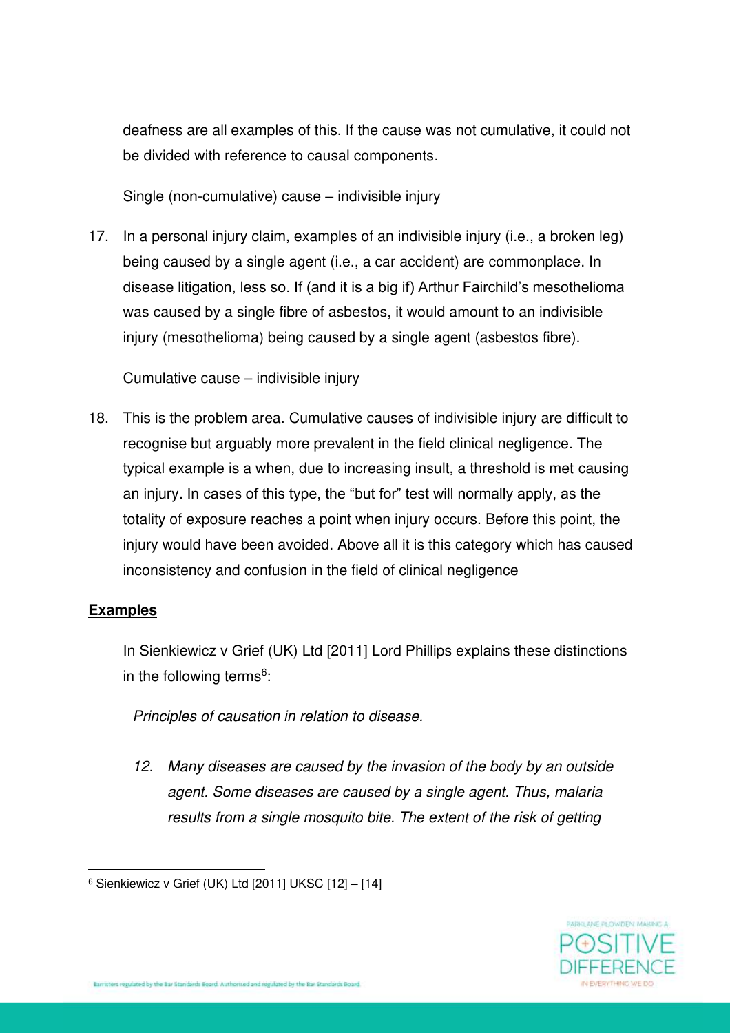deafness are all examples of this. If the cause was not cumulative, it could not be divided with reference to causal components.

Single (non-cumulative) cause – indivisible injury

17. In a personal injury claim, examples of an indivisible injury (i.e., a broken leg) being caused by a single agent (i.e., a car accident) are commonplace. In disease litigation, less so. If (and it is a big if) Arthur Fairchild's mesothelioma was caused by a single fibre of asbestos, it would amount to an indivisible injury (mesothelioma) being caused by a single agent (asbestos fibre).

Cumulative cause – indivisible injury

18. This is the problem area. Cumulative causes of indivisible injury are difficult to recognise but arguably more prevalent in the field clinical negligence. The typical example is a when, due to increasing insult, a threshold is met causing an injury**.** In cases of this type, the "but for" test will normally apply, as the totality of exposure reaches a point when injury occurs. Before this point, the injury would have been avoided. Above all it is this category which has caused inconsistency and confusion in the field of clinical negligence

**Examples**

In Sienkiewicz v Grief (UK) Ltd [2011] Lord Phillips explains these distinctions in the following terms[6]:

> *Principles of causation in relation to disease.*
>
> *12. Many diseases are caused by the invasion of the body by an outside agent. Some diseases are caused by a single agent. Thus, malaria results from a single mosquito bite. The extent of the risk of getting*

[6] Sienkiewicz v Grief (UK) Ltd [2011] UKSC [12] – [14]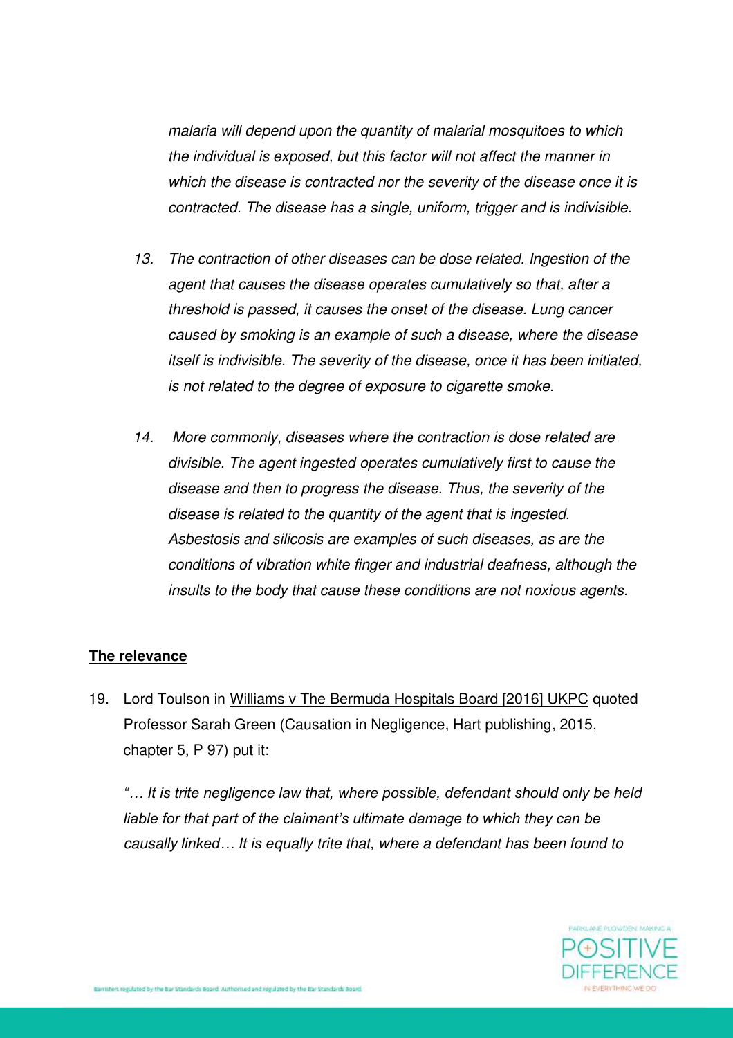*malaria will depend upon the quantity of malarial mosquitoes to which the individual is exposed, but this factor will not affect the manner in which the disease is contracted nor the severity of the disease once it is contracted. The disease has a single, uniform, trigger and is indivisible.*

13. *The contraction of other diseases can be dose related. Ingestion of the agent that causes the disease operates cumulatively so that, after a threshold is passed, it causes the onset of the disease. Lung cancer caused by smoking is an example of such a disease, where the disease itself is indivisible. The severity of the disease, once it has been initiated, is not related to the degree of exposure to cigarette smoke.*

14. *More commonly, diseases where the contraction is dose related are divisible. The agent ingested operates cumulatively first to cause the disease and then to progress the disease. Thus, the severity of the disease is related to the quantity of the agent that is ingested. Asbestosis and silicosis are examples of such diseases, as are the conditions of vibration white finger and industrial deafness, although the insults to the body that cause these conditions are not noxious agents.*

**The relevance**

19. Lord Toulson in Williams v The Bermuda Hospitals Board [2016] UKPC quoted Professor Sarah Green (Causation in Negligence, Hart publishing, 2015, chapter 5, P 97) put it:

*"… It is trite negligence law that, where possible, defendant should only be held liable for that part of the claimant's ultimate damage to which they can be causally linked… It is equally trite that, where a defendant has been found to*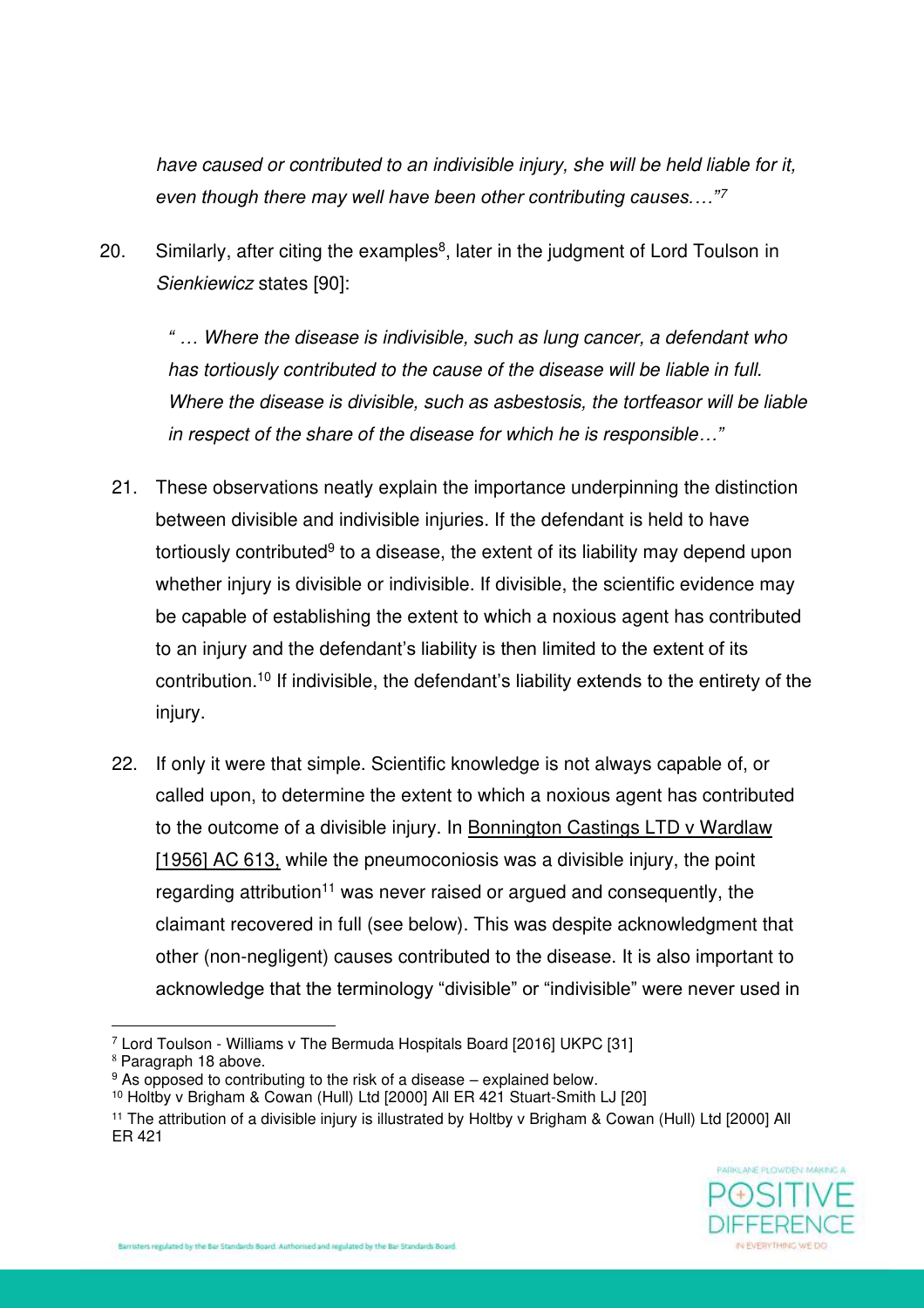*have caused or contributed to an indivisible injury, she will be held liable for it, even though there may well have been other contributing causes…."*[7]

20. Similarly, after citing the examples[8], later in the judgment of Lord Toulson in *Sienkiewicz* states [90]:

    *" … Where the disease is indivisible, such as lung cancer, a defendant who has tortiously contributed to the cause of the disease will be liable in full. Where the disease is divisible, such as asbestosis, the tortfeasor will be liable in respect of the share of the disease for which he is responsible…"*

21. These observations neatly explain the importance underpinning the distinction between divisible and indivisible injuries. If the defendant is held to have tortiously contributed[9] to a disease, the extent of its liability may depend upon whether injury is divisible or indivisible. If divisible, the scientific evidence may be capable of establishing the extent to which a noxious agent has contributed to an injury and the defendant's liability is then limited to the extent of its contribution.[10] If indivisible, the defendant's liability extends to the entirety of the injury.

22. If only it were that simple. Scientific knowledge is not always capable of, or called upon, to determine the extent to which a noxious agent has contributed to the outcome of a divisible injury. In Bonnington Castings LTD v Wardlaw [1956] AC 613, while the pneumoconiosis was a divisible injury, the point regarding attribution[11] was never raised or argued and consequently, the claimant recovered in full (see below). This was despite acknowledgment that other (non-negligent) causes contributed to the disease. It is also important to acknowledge that the terminology "divisible" or "indivisible" were never used in

---

[7] Lord Toulson - Williams v The Bermuda Hospitals Board [2016] UKPC [31]

[8] Paragraph 18 above.

[9] As opposed to contributing to the risk of a disease – explained below.

[10] Holtby v Brigham & Cowan (Hull) Ltd [2000] All ER 421 Stuart-Smith LJ [20]

[11] The attribution of a divisible injury is illustrated by Holtby v Brigham & Cowan (Hull) Ltd [2000] All ER 421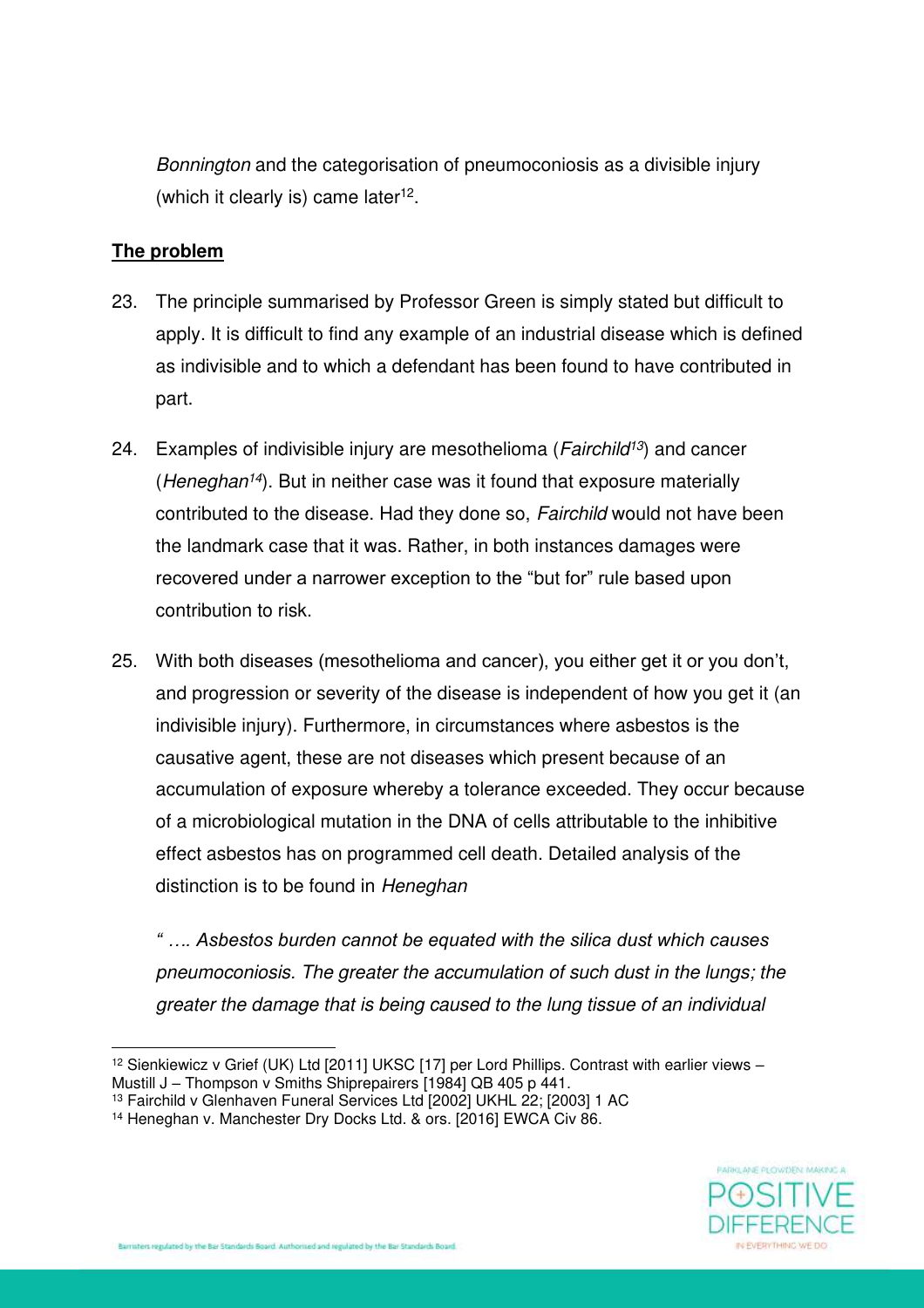*Bonnington* and the categorisation of pneumoconiosis as a divisible injury (which it clearly is) came later[12].

**The problem**

23. The principle summarised by Professor Green is simply stated but difficult to apply. It is difficult to find any example of an industrial disease which is defined as indivisible and to which a defendant has been found to have contributed in part.

24. Examples of indivisible injury are mesothelioma (*Fairchild*[13]) and cancer (*Heneghan*[14]). But in neither case was it found that exposure materially contributed to the disease. Had they done so, *Fairchild* would not have been the landmark case that it was. Rather, in both instances damages were recovered under a narrower exception to the "but for" rule based upon contribution to risk.

25. With both diseases (mesothelioma and cancer), you either get it or you don't, and progression or severity of the disease is independent of how you get it (an indivisible injury). Furthermore, in circumstances where asbestos is the causative agent, these are not diseases which present because of an accumulation of exposure whereby a tolerance exceeded. They occur because of a microbiological mutation in the DNA of cells attributable to the inhibitive effect asbestos has on programmed cell death. Detailed analysis of the distinction is to be found in *Heneghan*

   *" …. Asbestos burden cannot be equated with the silica dust which causes pneumoconiosis. The greater the accumulation of such dust in the lungs; the greater the damage that is being caused to the lung tissue of an individual*

---

[12] Sienkiewicz v Grief (UK) Ltd [2011] UKSC [17] per Lord Phillips. Contrast with earlier views – Mustill J – Thompson v Smiths Shiprepairers [1984] QB 405 p 441.

[13] Fairchild v Glenhaven Funeral Services Ltd [2002] UKHL 22; [2003] 1 AC

[14] Heneghan v. Manchester Dry Docks Ltd. & ors. [2016] EWCA Civ 86.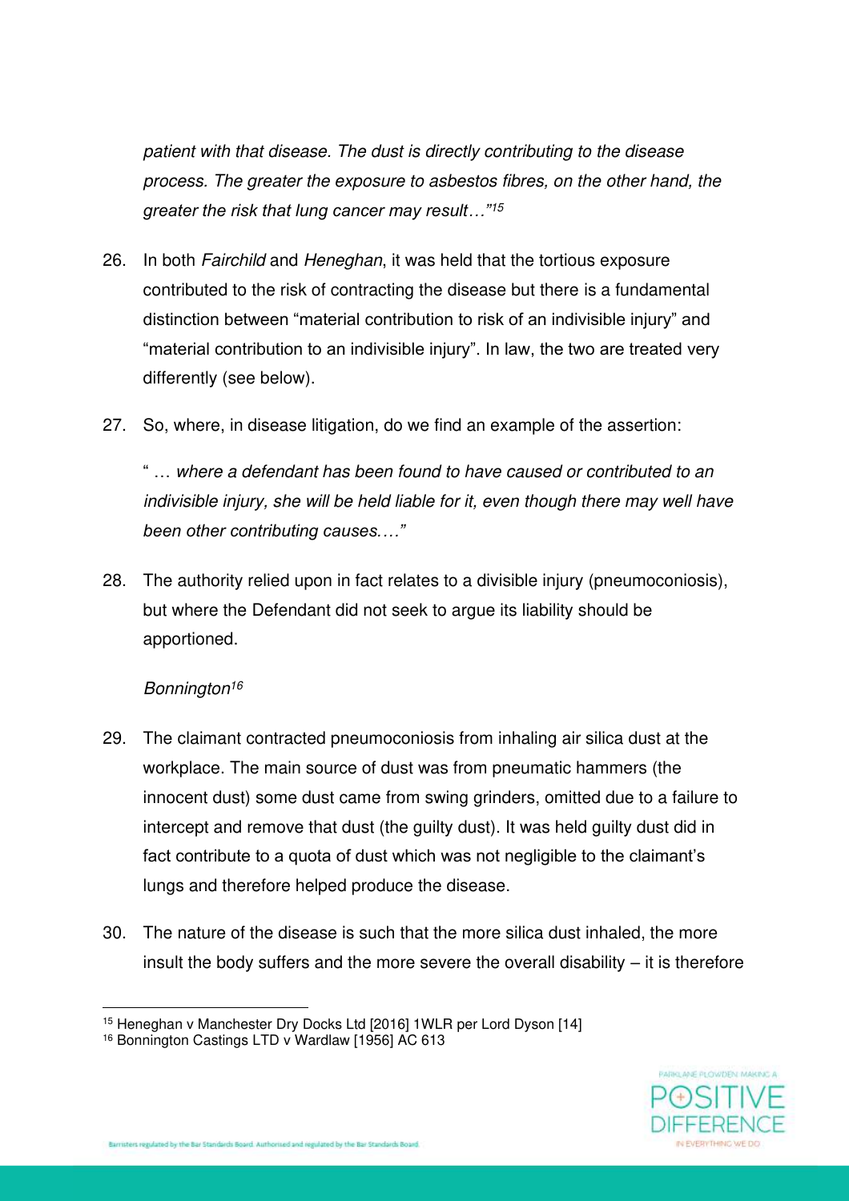*patient with that disease. The dust is directly contributing to the disease process. The greater the exposure to asbestos fibres, on the other hand, the greater the risk that lung cancer may result…"*[15]

26. In both *Fairchild* and *Heneghan*, it was held that the tortious exposure contributed to the risk of contracting the disease but there is a fundamental distinction between "material contribution to risk of an indivisible injury" and "material contribution to an indivisible injury". In law, the two are treated very differently (see below).

27. So, where, in disease litigation, do we find an example of the assertion:

    " … *where a defendant has been found to have caused or contributed to an indivisible injury, she will be held liable for it, even though there may well have been other contributing causes.…"*

28. The authority relied upon in fact relates to a divisible injury (pneumoconiosis), but where the Defendant did not seek to argue its liability should be apportioned.

*Bonnington*[16]

29. The claimant contracted pneumoconiosis from inhaling air silica dust at the workplace. The main source of dust was from pneumatic hammers (the innocent dust) some dust came from swing grinders, omitted due to a failure to intercept and remove that dust (the guilty dust). It was held guilty dust did in fact contribute to a quota of dust which was not negligible to the claimant's lungs and therefore helped produce the disease.

30. The nature of the disease is such that the more silica dust inhaled, the more insult the body suffers and the more severe the overall disability – it is therefore

---

[15] Heneghan v Manchester Dry Docks Ltd [2016] 1WLR per Lord Dyson [14]

[16] Bonnington Castings LTD v Wardlaw [1956] AC 613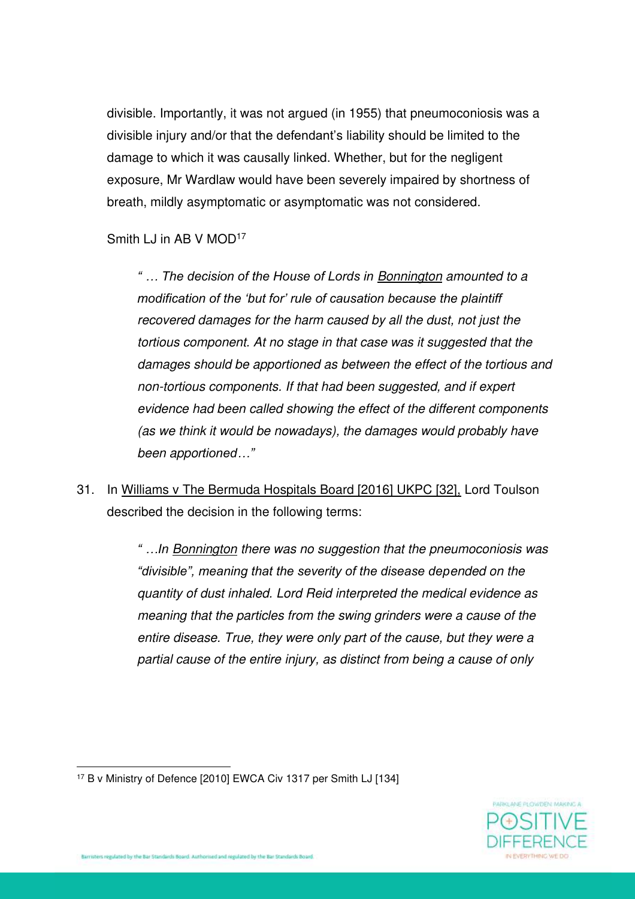divisible. Importantly, it was not argued (in 1955) that pneumoconiosis was a divisible injury and/or that the defendant's liability should be limited to the damage to which it was causally linked. Whether, but for the negligent exposure, Mr Wardlaw would have been severely impaired by shortness of breath, mildly asymptomatic or asymptomatic was not considered.

Smith LJ in AB V MOD[17]

> *" … The decision of the House of Lords in Bonnington amounted to a modification of the 'but for' rule of causation because the plaintiff recovered damages for the harm caused by all the dust, not just the tortious component. At no stage in that case was it suggested that the damages should be apportioned as between the effect of the tortious and non-tortious components. If that had been suggested, and if expert evidence had been called showing the effect of the different components (as we think it would be nowadays), the damages would probably have been apportioned…"*

31. In Williams v The Bermuda Hospitals Board [2016] UKPC [32], Lord Toulson described the decision in the following terms:

> *" …In Bonnington there was no suggestion that the pneumoconiosis was "divisible", meaning that the severity of the disease depended on the quantity of dust inhaled. Lord Reid interpreted the medical evidence as meaning that the particles from the swing grinders were a cause of the entire disease. True, they were only part of the cause, but they were a partial cause of the entire injury, as distinct from being a cause of only*

[17] B v Ministry of Defence [2010] EWCA Civ 1317 per Smith LJ [134]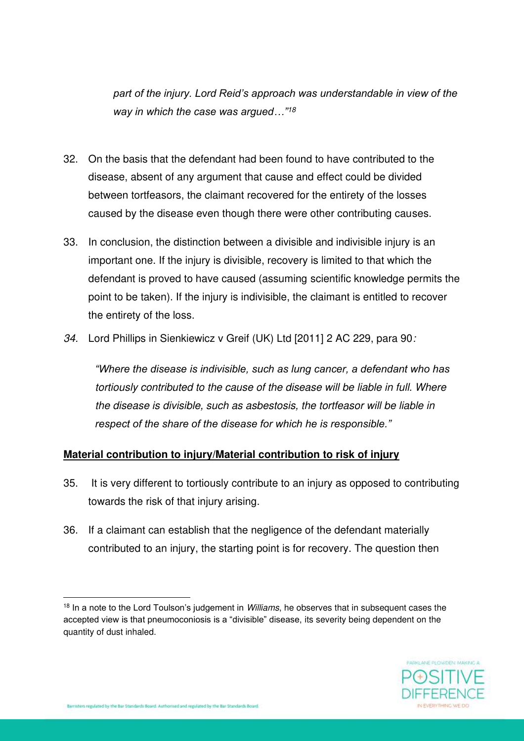*part of the injury. Lord Reid's approach was understandable in view of the way in which the case was argued…"*[18]

32. On the basis that the defendant had been found to have contributed to the disease, absent of any argument that cause and effect could be divided between tortfeasors, the claimant recovered for the entirety of the losses caused by the disease even though there were other contributing causes.

33. In conclusion, the distinction between a divisible and indivisible injury is an important one. If the injury is divisible, recovery is limited to that which the defendant is proved to have caused (assuming scientific knowledge permits the point to be taken). If the injury is indivisible, the claimant is entitled to recover the entirety of the loss.

34. Lord Phillips in Sienkiewicz v Greif (UK) Ltd [2011] 2 AC 229, para 90:

    *"Where the disease is indivisible, such as lung cancer, a defendant who has tortiously contributed to the cause of the disease will be liable in full. Where the disease is divisible, such as asbestosis, the tortfeasor will be liable in respect of the share of the disease for which he is responsible."*

**Material contribution to injury/Material contribution to risk of injury**

35. It is very different to tortiously contribute to an injury as opposed to contributing towards the risk of that injury arising.

36. If a claimant can establish that the negligence of the defendant materially contributed to an injury, the starting point is for recovery. The question then

---

[18] In a note to the Lord Toulson's judgement in *Williams*, he observes that in subsequent cases the accepted view is that pneumoconiosis is a "divisible" disease, its severity being dependent on the quantity of dust inhaled.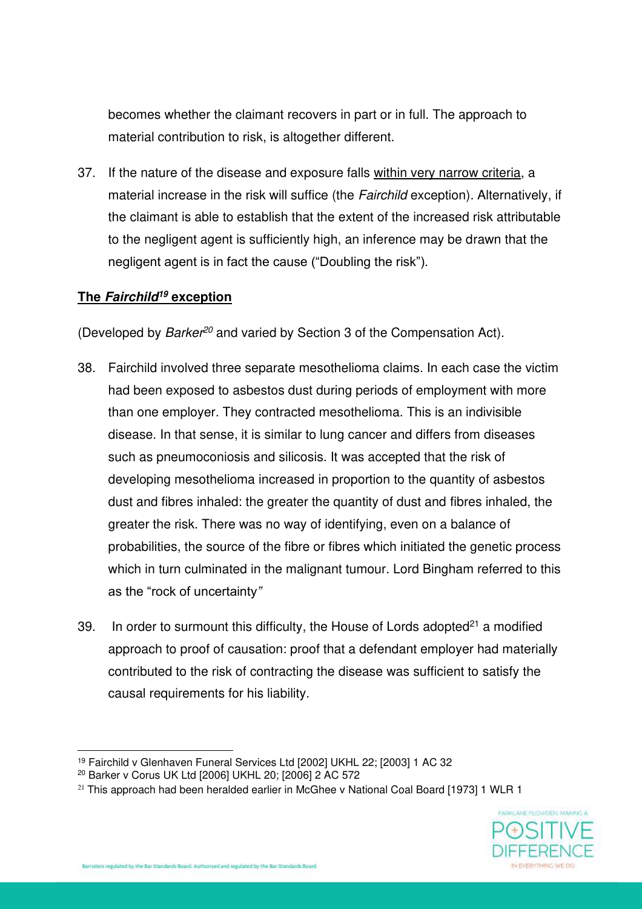becomes whether the claimant recovers in part or in full. The approach to material contribution to risk, is altogether different.

37. If the nature of the disease and exposure falls within very narrow criteria, a material increase in the risk will suffice (the *Fairchild* exception). Alternatively, if the claimant is able to establish that the extent of the increased risk attributable to the negligent agent is sufficiently high, an inference may be drawn that the negligent agent is in fact the cause ("Doubling the risk").

**The *Fairchild*[19] exception**

(Developed by *Barker*[20] and varied by Section 3 of the Compensation Act).

38. Fairchild involved three separate mesothelioma claims. In each case the victim had been exposed to asbestos dust during periods of employment with more than one employer. They contracted mesothelioma. This is an indivisible disease. In that sense, it is similar to lung cancer and differs from diseases such as pneumoconiosis and silicosis. It was accepted that the risk of developing mesothelioma increased in proportion to the quantity of asbestos dust and fibres inhaled: the greater the quantity of dust and fibres inhaled, the greater the risk. There was no way of identifying, even on a balance of probabilities, the source of the fibre or fibres which initiated the genetic process which in turn culminated in the malignant tumour. Lord Bingham referred to this as the "rock of uncertainty"

39. In order to surmount this difficulty, the House of Lords adopted[21] a modified approach to proof of causation: proof that a defendant employer had materially contributed to the risk of contracting the disease was sufficient to satisfy the causal requirements for his liability.

---

[19] Fairchild v Glenhaven Funeral Services Ltd [2002] UKHL 22; [2003] 1 AC 32

[20] Barker v Corus UK Ltd [2006] UKHL 20; [2006] 2 AC 572

[21] This approach had been heralded earlier in McGhee v National Coal Board [1973] 1 WLR 1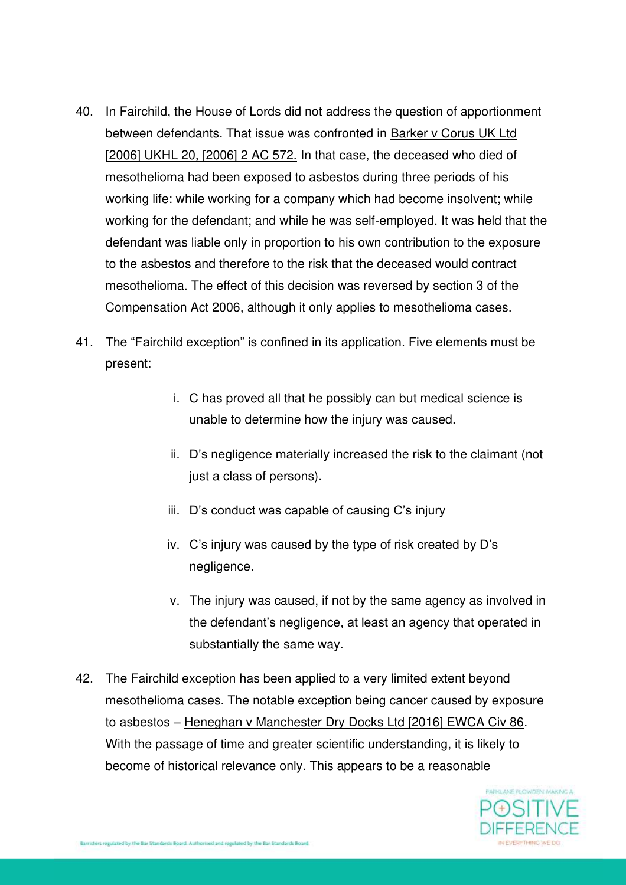40. In Fairchild, the House of Lords did not address the question of apportionment between defendants. That issue was confronted in Barker v Corus UK Ltd [2006] UKHL 20, [2006] 2 AC 572. In that case, the deceased who died of mesothelioma had been exposed to asbestos during three periods of his working life: while working for a company which had become insolvent; while working for the defendant; and while he was self-employed. It was held that the defendant was liable only in proportion to his own contribution to the exposure to the asbestos and therefore to the risk that the deceased would contract mesothelioma. The effect of this decision was reversed by section 3 of the Compensation Act 2006, although it only applies to mesothelioma cases.

41. The "Fairchild exception" is confined in its application. Five elements must be present:

    i. C has proved all that he possibly can but medical science is unable to determine how the injury was caused.

    ii. D's negligence materially increased the risk to the claimant (not just a class of persons).

    iii. D's conduct was capable of causing C's injury

    iv. C's injury was caused by the type of risk created by D's negligence.

    v. The injury was caused, if not by the same agency as involved in the defendant's negligence, at least an agency that operated in substantially the same way.

42. The Fairchild exception has been applied to a very limited extent beyond mesothelioma cases. The notable exception being cancer caused by exposure to asbestos – Heneghan v Manchester Dry Docks Ltd [2016] EWCA Civ 86. With the passage of time and greater scientific understanding, it is likely to become of historical relevance only. This appears to be a reasonable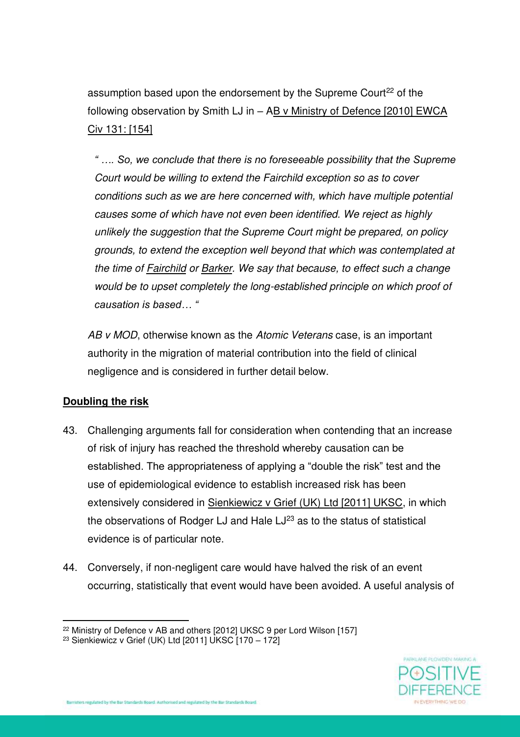assumption based upon the endorsement by the Supreme Court[22] of the following observation by Smith LJ in – AB v Ministry of Defence [2010] EWCA Civ 131: [154]

> *" …. So, we conclude that there is no foreseeable possibility that the Supreme Court would be willing to extend the Fairchild exception so as to cover conditions such as we are here concerned with, which have multiple potential causes some of which have not even been identified. We reject as highly unlikely the suggestion that the Supreme Court might be prepared, on policy grounds, to extend the exception well beyond that which was contemplated at the time of Fairchild or Barker. We say that because, to effect such a change would be to upset completely the long-established principle on which proof of causation is based… "*

*AB v MOD*, otherwise known as the *Atomic Veterans* case, is an important authority in the migration of material contribution into the field of clinical negligence and is considered in further detail below.

**Doubling the risk**

43. Challenging arguments fall for consideration when contending that an increase of risk of injury has reached the threshold whereby causation can be established. The appropriateness of applying a "double the risk" test and the use of epidemiological evidence to establish increased risk has been extensively considered in Sienkiewicz v Grief (UK) Ltd [2011] UKSC, in which the observations of Rodger LJ and Hale LJ[23] as to the status of statistical evidence is of particular note.

44. Conversely, if non-negligent care would have halved the risk of an event occurring, statistically that event would have been avoided. A useful analysis of

[22] Ministry of Defence v AB and others [2012] UKSC 9 per Lord Wilson [157]

[23] Sienkiewicz v Grief (UK) Ltd [2011] UKSC [170 – 172]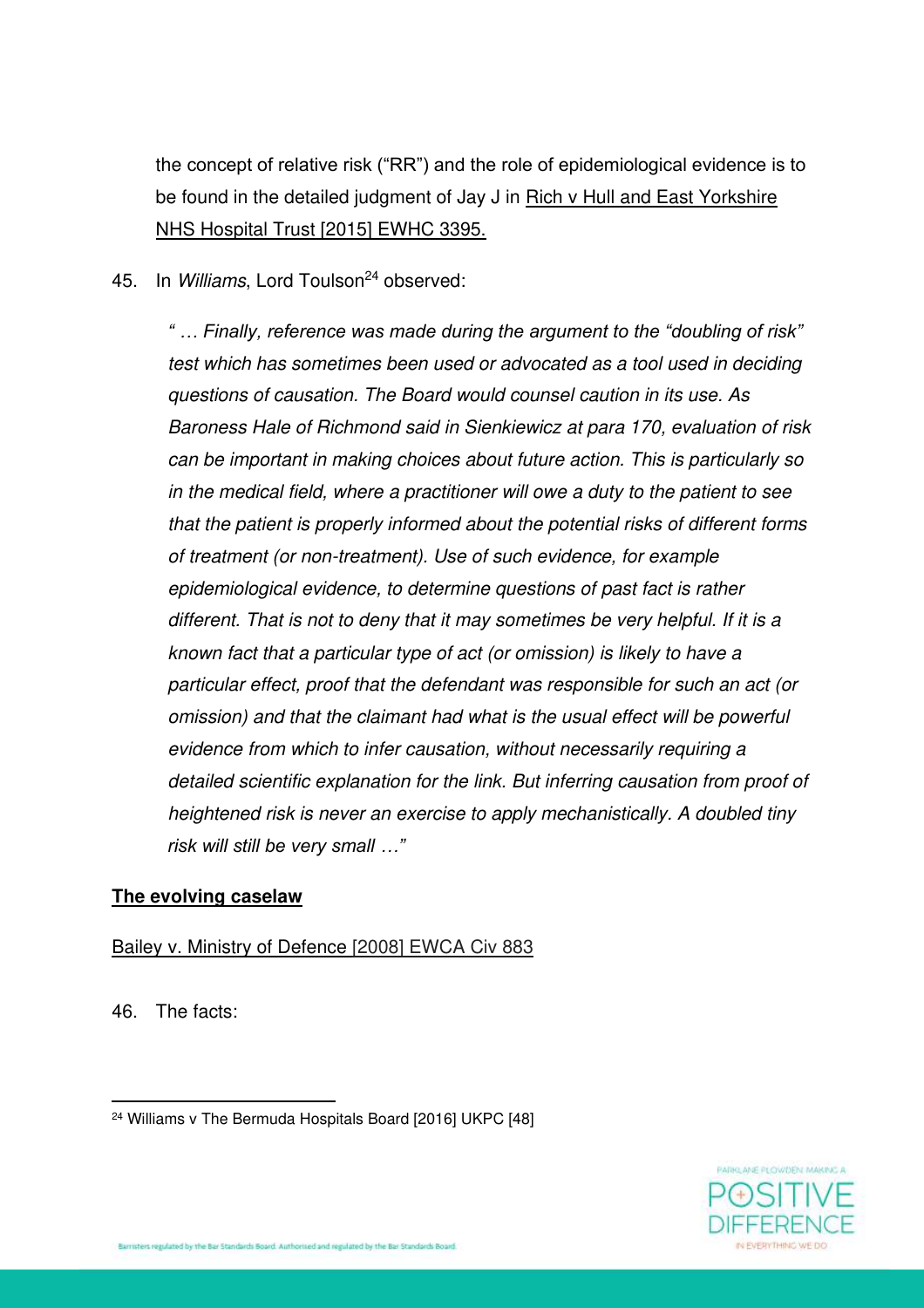the concept of relative risk ("RR") and the role of epidemiological evidence is to be found in the detailed judgment of Jay J in Rich v Hull and East Yorkshire NHS Hospital Trust [2015] EWHC 3395.

45. In *Williams*, Lord Toulson[24] observed:

> *" … Finally, reference was made during the argument to the "doubling of risk" test which has sometimes been used or advocated as a tool used in deciding questions of causation. The Board would counsel caution in its use. As Baroness Hale of Richmond said in Sienkiewicz at para 170, evaluation of risk can be important in making choices about future action. This is particularly so in the medical field, where a practitioner will owe a duty to the patient to see that the patient is properly informed about the potential risks of different forms of treatment (or non-treatment). Use of such evidence, for example epidemiological evidence, to determine questions of past fact is rather different. That is not to deny that it may sometimes be very helpful. If it is a known fact that a particular type of act (or omission) is likely to have a particular effect, proof that the defendant was responsible for such an act (or omission) and that the claimant had what is the usual effect will be powerful evidence from which to infer causation, without necessarily requiring a detailed scientific explanation for the link. But inferring causation from proof of heightened risk is never an exercise to apply mechanistically. A doubled tiny risk will still be very small …"*

**The evolving caselaw**

Bailey v. Ministry of Defence [2008] EWCA Civ 883

46. The facts:

---

[24] Williams v The Bermuda Hospitals Board [2016] UKPC [48]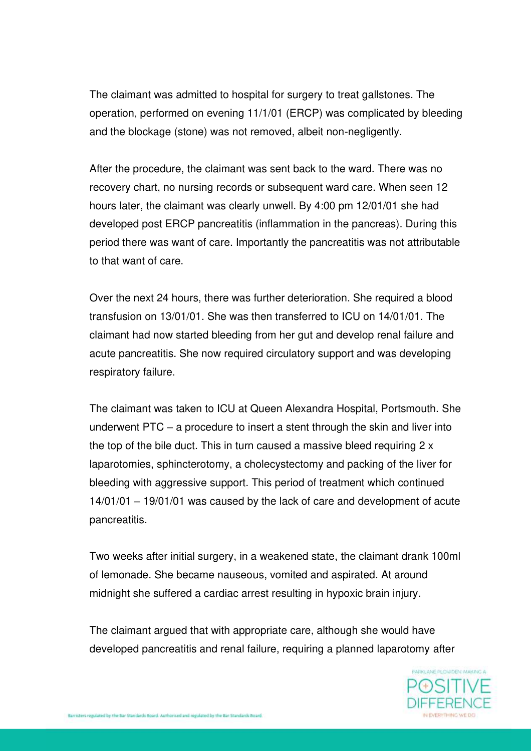The claimant was admitted to hospital for surgery to treat gallstones. The operation, performed on evening 11/1/01 (ERCP) was complicated by bleeding and the blockage (stone) was not removed, albeit non-negligently.

After the procedure, the claimant was sent back to the ward. There was no recovery chart, no nursing records or subsequent ward care. When seen 12 hours later, the claimant was clearly unwell. By 4:00 pm 12/01/01 she had developed post ERCP pancreatitis (inflammation in the pancreas). During this period there was want of care. Importantly the pancreatitis was not attributable to that want of care.

Over the next 24 hours, there was further deterioration. She required a blood transfusion on 13/01/01. She was then transferred to ICU on 14/01/01. The claimant had now started bleeding from her gut and develop renal failure and acute pancreatitis. She now required circulatory support and was developing respiratory failure.

The claimant was taken to ICU at Queen Alexandra Hospital, Portsmouth. She underwent PTC – a procedure to insert a stent through the skin and liver into the top of the bile duct. This in turn caused a massive bleed requiring 2 x laparotomies, sphincterotomy, a cholecystectomy and packing of the liver for bleeding with aggressive support. This period of treatment which continued 14/01/01 – 19/01/01 was caused by the lack of care and development of acute pancreatitis.

Two weeks after initial surgery, in a weakened state, the claimant drank 100ml of lemonade. She became nauseous, vomited and aspirated. At around midnight she suffered a cardiac arrest resulting in hypoxic brain injury.

The claimant argued that with appropriate care, although she would have developed pancreatitis and renal failure, requiring a planned laparotomy after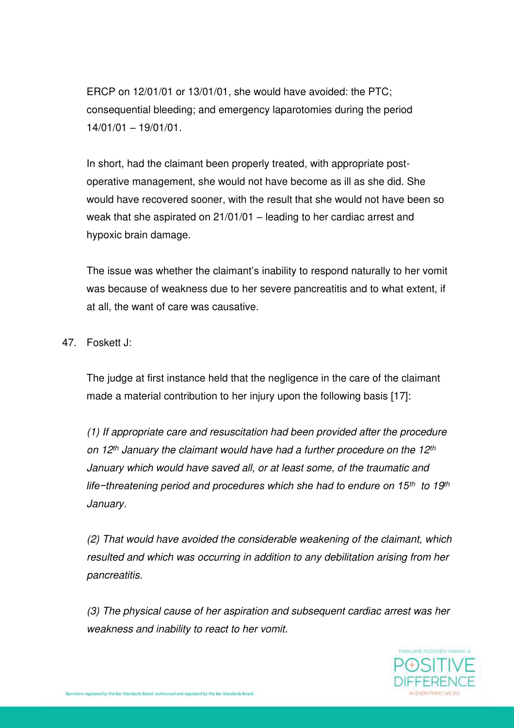ERCP on 12/01/01 or 13/01/01, she would have avoided: the PTC; consequential bleeding; and emergency laparotomies during the period 14/01/01 – 19/01/01.

In short, had the claimant been properly treated, with appropriate post-operative management, she would not have become as ill as she did. She would have recovered sooner, with the result that she would not have been so weak that she aspirated on 21/01/01 – leading to her cardiac arrest and hypoxic brain damage.

The issue was whether the claimant's inability to respond naturally to her vomit was because of weakness due to her severe pancreatitis and to what extent, if at all, the want of care was causative.

47. Foskett J:

The judge at first instance held that the negligence in the care of the claimant made a material contribution to her injury upon the following basis [17]:

*(1) If appropriate care and resuscitation had been provided after the procedure on 12th January the claimant would have had a further procedure on the 12th January which would have saved all, or at least some, of the traumatic and life−threatening period and procedures which she had to endure on 15th to 19th January.*

*(2) That would have avoided the considerable weakening of the claimant, which resulted and which was occurring in addition to any debilitation arising from her pancreatitis.*

*(3) The physical cause of her aspiration and subsequent cardiac arrest was her weakness and inability to react to her vomit.*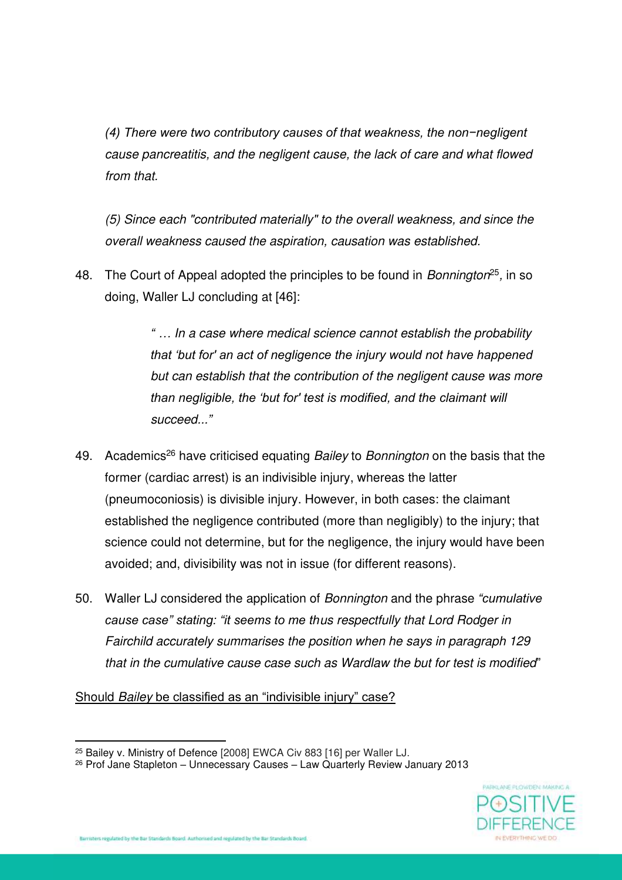*(4) There were two contributory causes of that weakness, the non−negligent cause pancreatitis, and the negligent cause, the lack of care and what flowed from that.*

*(5) Since each "contributed materially" to the overall weakness, and since the overall weakness caused the aspiration, causation was established.*

48. The Court of Appeal adopted the principles to be found in *Bonnington*[25], in so doing, Waller LJ concluding at [46]:

> *" … In a case where medical science cannot establish the probability that 'but for' an act of negligence the injury would not have happened but can establish that the contribution of the negligent cause was more than negligible, the 'but for' test is modified, and the claimant will succeed..."*

49. Academics[26] have criticised equating *Bailey* to *Bonnington* on the basis that the former (cardiac arrest) is an indivisible injury, whereas the latter (pneumoconiosis) is divisible injury. However, in both cases: the claimant established the negligence contributed (more than negligibly) to the injury; that science could not determine, but for the negligence, the injury would have been avoided; and, divisibility was not in issue (for different reasons).

50. Waller LJ considered the application of *Bonnington* and the phrase *"cumulative cause case" stating: "it seems to me thus respectfully that Lord Rodger in Fairchild accurately summarises the position when he says in paragraph 129 that in the cumulative cause case such as Wardlaw the but for test is modified*"

<u>Should *Bailey* be classified as an "indivisible injury" case?</u>

---

[25] Bailey v. Ministry of Defence [2008] EWCA Civ 883 [16] per Waller LJ.

[26] Prof Jane Stapleton – Unnecessary Causes – Law Quarterly Review January 2013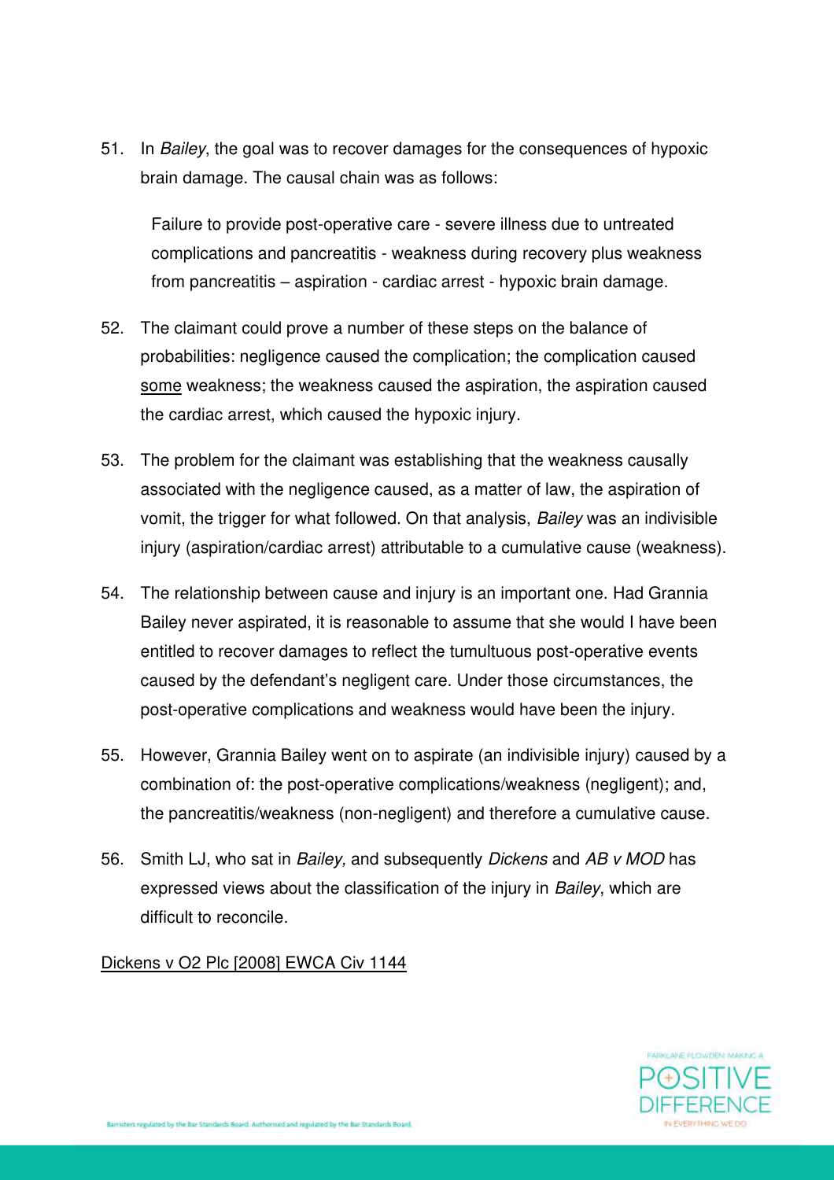51. In *Bailey*, the goal was to recover damages for the consequences of hypoxic brain damage. The causal chain was as follows:

    Failure to provide post-operative care - severe illness due to untreated complications and pancreatitis - weakness during recovery plus weakness from pancreatitis – aspiration - cardiac arrest - hypoxic brain damage.

52. The claimant could prove a number of these steps on the balance of probabilities: negligence caused the complication; the complication caused <u>some</u> weakness; the weakness caused the aspiration, the aspiration caused the cardiac arrest, which caused the hypoxic injury.

53. The problem for the claimant was establishing that the weakness causally associated with the negligence caused, as a matter of law, the aspiration of vomit, the trigger for what followed. On that analysis, *Bailey* was an indivisible injury (aspiration/cardiac arrest) attributable to a cumulative cause (weakness).

54. The relationship between cause and injury is an important one. Had Grannia Bailey never aspirated, it is reasonable to assume that she would I have been entitled to recover damages to reflect the tumultuous post-operative events caused by the defendant's negligent care. Under those circumstances, the post-operative complications and weakness would have been the injury.

55. However, Grannia Bailey went on to aspirate (an indivisible injury) caused by a combination of: the post-operative complications/weakness (negligent); and, the pancreatitis/weakness (non-negligent) and therefore a cumulative cause.

56. Smith LJ, who sat in *Bailey,* and subsequently *Dickens* and *AB v MOD* has expressed views about the classification of the injury in *Bailey*, which are difficult to reconcile.

<u>Dickens v O2 Plc [2008] EWCA Civ 1144</u>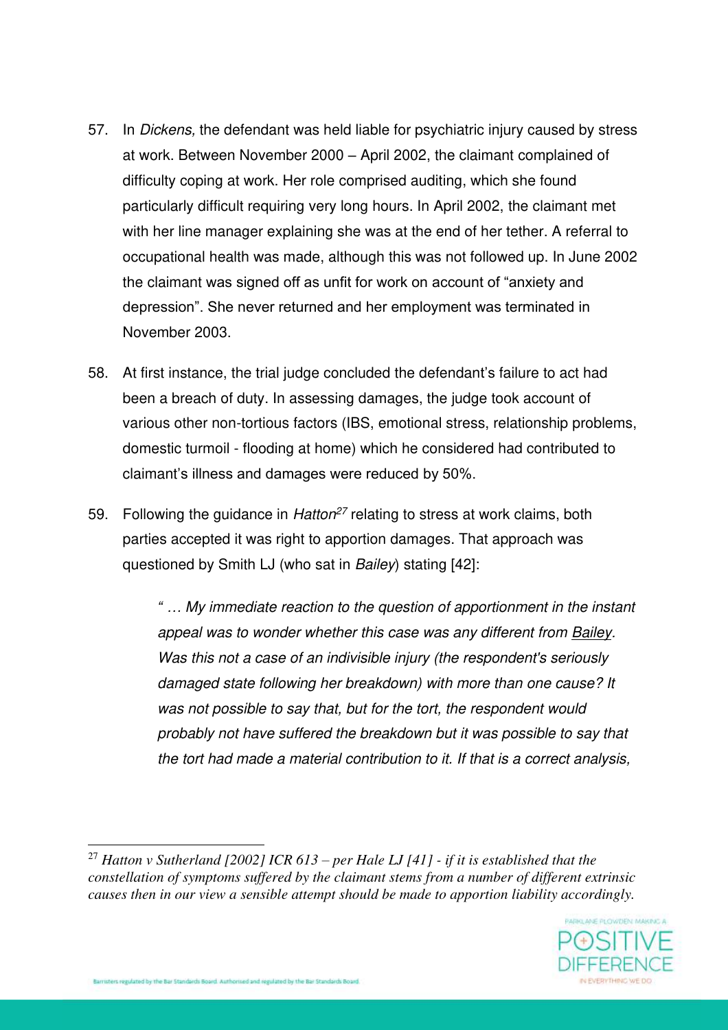57. In *Dickens,* the defendant was held liable for psychiatric injury caused by stress at work. Between November 2000 – April 2002, the claimant complained of difficulty coping at work. Her role comprised auditing, which she found particularly difficult requiring very long hours. In April 2002, the claimant met with her line manager explaining she was at the end of her tether. A referral to occupational health was made, although this was not followed up. In June 2002 the claimant was signed off as unfit for work on account of "anxiety and depression". She never returned and her employment was terminated in November 2003.

58. At first instance, the trial judge concluded the defendant's failure to act had been a breach of duty. In assessing damages, the judge took account of various other non-tortious factors (IBS, emotional stress, relationship problems, domestic turmoil - flooding at home) which he considered had contributed to claimant's illness and damages were reduced by 50%.

59. Following the guidance in *Hatton*[27] relating to stress at work claims, both parties accepted it was right to apportion damages. That approach was questioned by Smith LJ (who sat in *Bailey*) stating [42]:

> *" … My immediate reaction to the question of apportionment in the instant appeal was to wonder whether this case was any different from Bailey. Was this not a case of an indivisible injury (the respondent's seriously damaged state following her breakdown) with more than one cause? It was not possible to say that, but for the tort, the respondent would probably not have suffered the breakdown but it was possible to say that the tort had made a material contribution to it. If that is a correct analysis,*

---

[27] *Hatton v Sutherland [2002] ICR 613 – per Hale LJ [41] - if it is established that the constellation of symptoms suffered by the claimant stems from a number of different extrinsic causes then in our view a sensible attempt should be made to apportion liability accordingly.*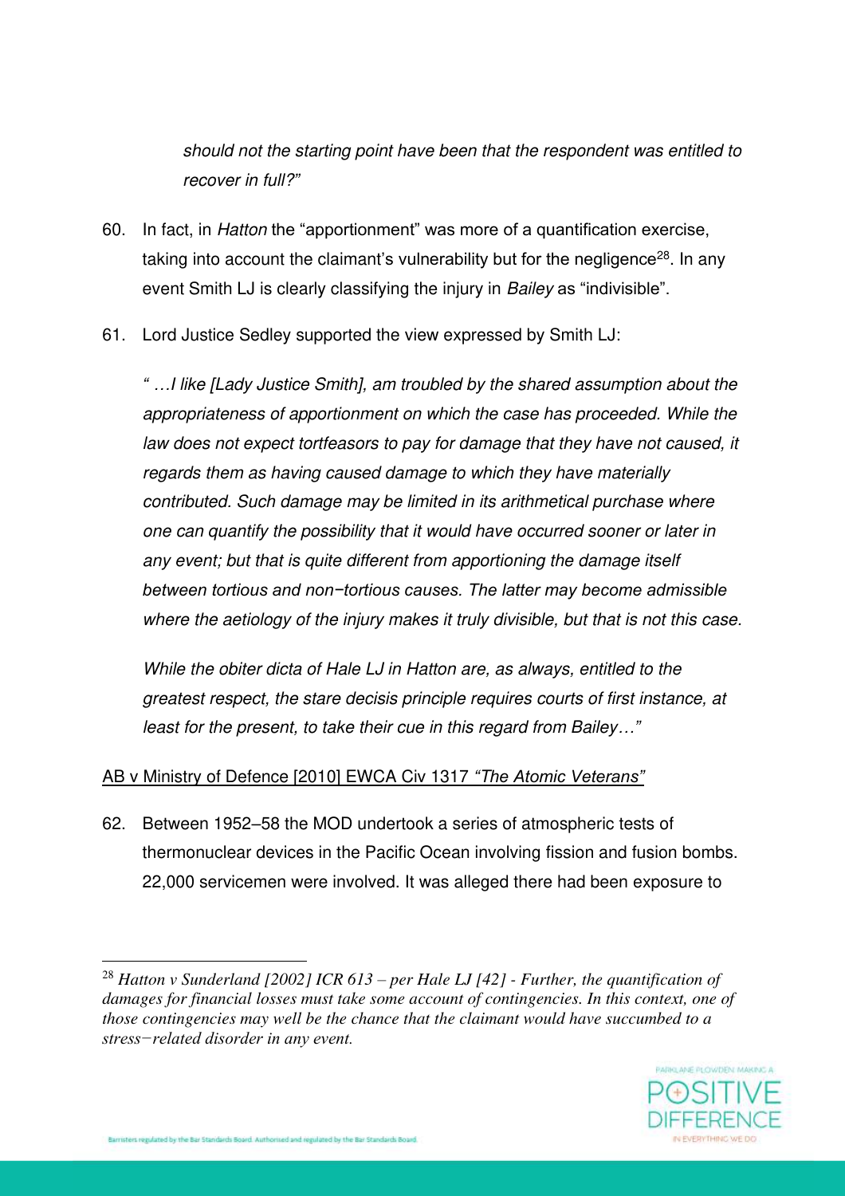*should not the starting point have been that the respondent was entitled to recover in full?"*

60. In fact, in *Hatton* the "apportionment" was more of a quantification exercise, taking into account the claimant's vulnerability but for the negligence[28]. In any event Smith LJ is clearly classifying the injury in *Bailey* as "indivisible".

61. Lord Justice Sedley supported the view expressed by Smith LJ:

*" …I like [Lady Justice Smith], am troubled by the shared assumption about the appropriateness of apportionment on which the case has proceeded. While the law does not expect tortfeasors to pay for damage that they have not caused, it regards them as having caused damage to which they have materially contributed. Such damage may be limited in its arithmetical purchase where one can quantify the possibility that it would have occurred sooner or later in any event; but that is quite different from apportioning the damage itself between tortious and non−tortious causes. The latter may become admissible where the aetiology of the injury makes it truly divisible, but that is not this case.*

*While the obiter dicta of Hale LJ in Hatton are, as always, entitled to the greatest respect, the stare decisis principle requires courts of first instance, at least for the present, to take their cue in this regard from Bailey…"*

<u>AB v Ministry of Defence [2010] EWCA Civ 1317 *"The Atomic Veterans"*</u>

62. Between 1952–58 the MOD undertook a series of atmospheric tests of thermonuclear devices in the Pacific Ocean involving fission and fusion bombs. 22,000 servicemen were involved. It was alleged there had been exposure to

---

[28] *Hatton v Sunderland [2002] ICR 613 – per Hale LJ [42] - Further, the quantification of damages for financial losses must take some account of contingencies. In this context, one of those contingencies may well be the chance that the claimant would have succumbed to a stress−related disorder in any event.*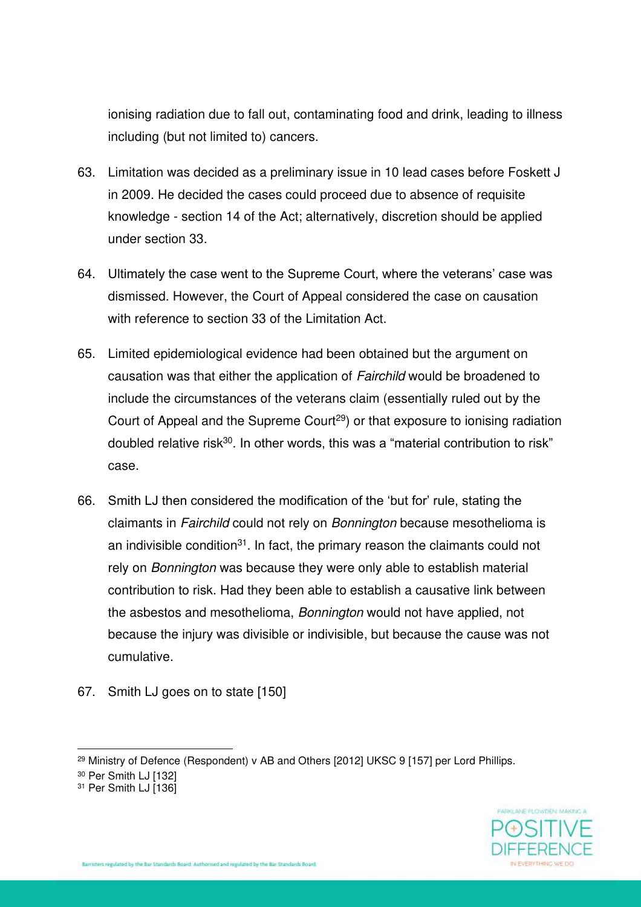ionising radiation due to fall out, contaminating food and drink, leading to illness including (but not limited to) cancers.

63. Limitation was decided as a preliminary issue in 10 lead cases before Foskett J in 2009. He decided the cases could proceed due to absence of requisite knowledge - section 14 of the Act; alternatively, discretion should be applied under section 33.

64. Ultimately the case went to the Supreme Court, where the veterans' case was dismissed. However, the Court of Appeal considered the case on causation with reference to section 33 of the Limitation Act.

65. Limited epidemiological evidence had been obtained but the argument on causation was that either the application of *Fairchild* would be broadened to include the circumstances of the veterans claim (essentially ruled out by the Court of Appeal and the Supreme Court[29]) or that exposure to ionising radiation doubled relative risk[30]. In other words, this was a "material contribution to risk" case.

66. Smith LJ then considered the modification of the 'but for' rule, stating the claimants in *Fairchild* could not rely on *Bonnington* because mesothelioma is an indivisible condition[31]. In fact, the primary reason the claimants could not rely on *Bonnington* was because they were only able to establish material contribution to risk. Had they been able to establish a causative link between the asbestos and mesothelioma, *Bonnington* would not have applied, not because the injury was divisible or indivisible, but because the cause was not cumulative.

67. Smith LJ goes on to state [150]

---

[29] Ministry of Defence (Respondent) v AB and Others [2012] UKSC 9 [157] per Lord Phillips.

[30] Per Smith LJ [132]

[31] Per Smith LJ [136]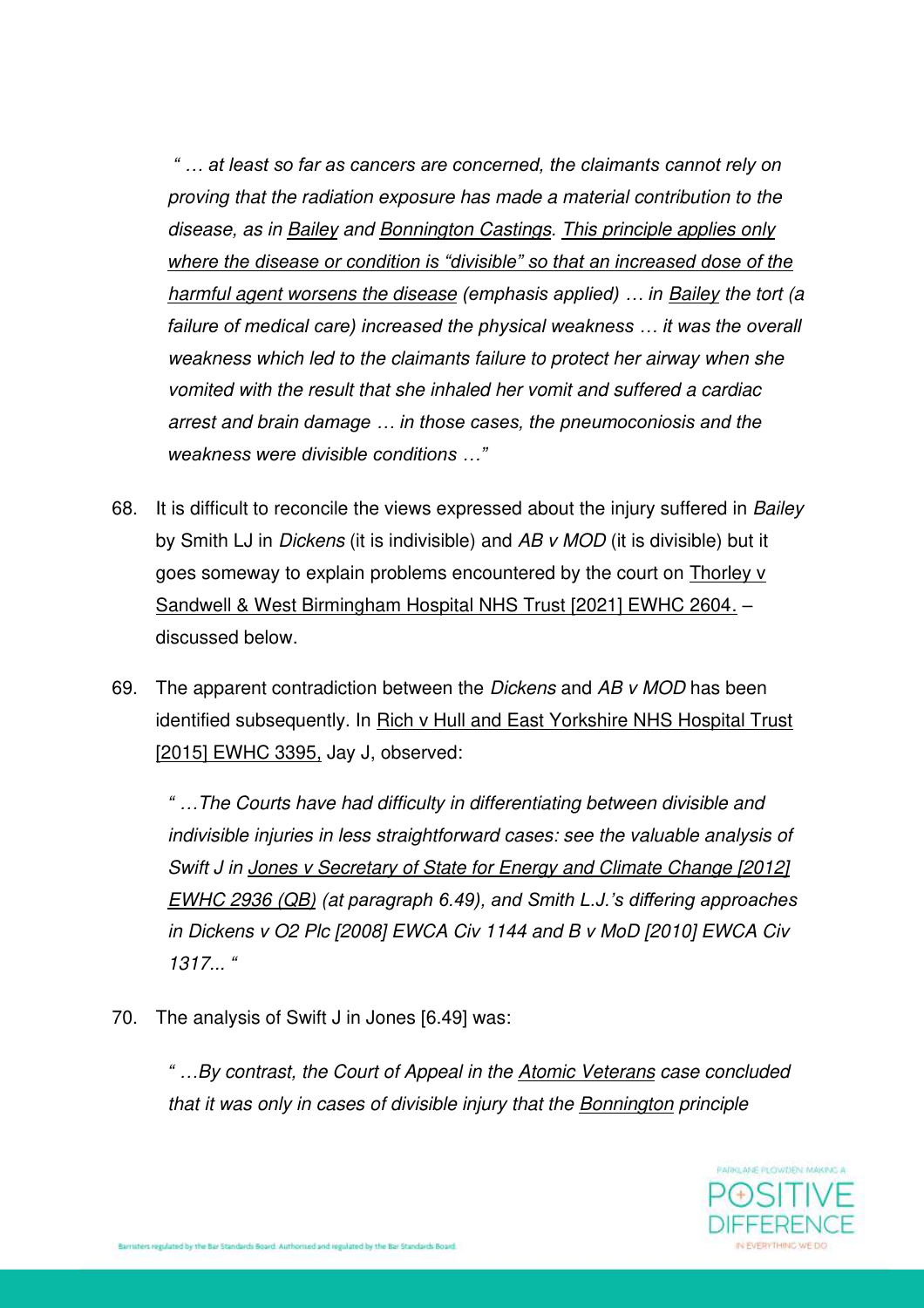> " … at least so far as cancers are concerned, the claimants cannot rely on proving that the radiation exposure has made a material contribution to the disease, as in Bailey and Bonnington Castings. This principle applies only where the disease or condition is "divisible" so that an increased dose of the harmful agent worsens the disease (emphasis applied) … in Bailey the tort (a failure of medical care) increased the physical weakness … it was the overall weakness which led to the claimants failure to protect her airway when she vomited with the result that she inhaled her vomit and suffered a cardiac arrest and brain damage … in those cases, the pneumoconiosis and the weakness were divisible conditions …"

68. It is difficult to reconcile the views expressed about the injury suffered in *Bailey* by Smith LJ in *Dickens* (it is indivisible) and *AB v MOD* (it is divisible) but it goes someway to explain problems encountered by the court on Thorley v Sandwell & West Birmingham Hospital NHS Trust [2021] EWHC 2604. – discussed below.

69. The apparent contradiction between the *Dickens* and *AB v MOD* has been identified subsequently. In Rich v Hull and East Yorkshire NHS Hospital Trust [2015] EWHC 3395, Jay J, observed:

> " …The Courts have had difficulty in differentiating between divisible and indivisible injuries in less straightforward cases: see the valuable analysis of Swift J in Jones v Secretary of State for Energy and Climate Change [2012] EWHC 2936 (QB) (at paragraph 6.49), and Smith L.J.'s differing approaches in Dickens v O2 Plc [2008] EWCA Civ 1144 and B v MoD [2010] EWCA Civ 1317... "

70. The analysis of Swift J in Jones [6.49] was:

> " …By contrast, the Court of Appeal in the Atomic Veterans case concluded that it was only in cases of divisible injury that the Bonnington principle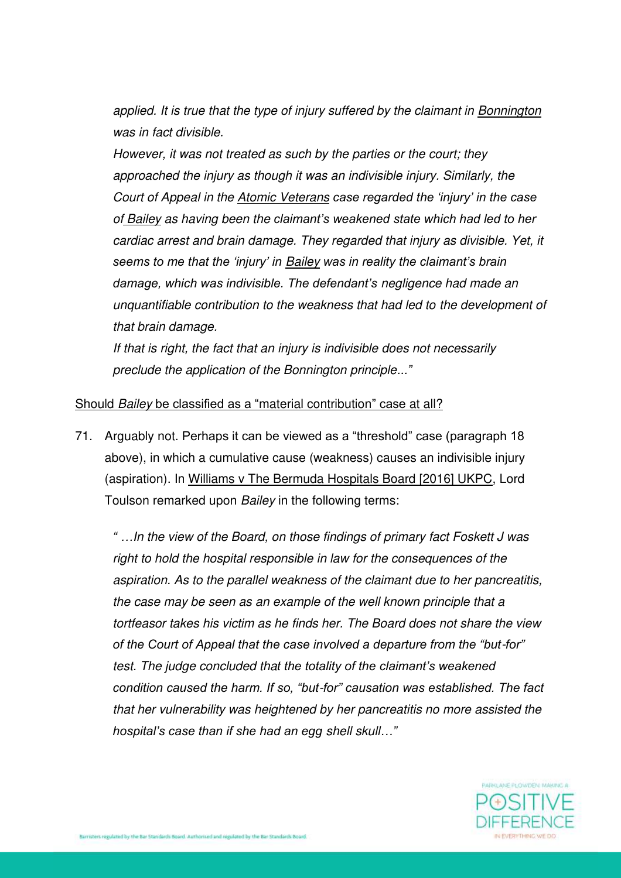*applied. It is true that the type of injury suffered by the claimant in Bonnington was in fact divisible.*

*However, it was not treated as such by the parties or the court; they approached the injury as though it was an indivisible injury. Similarly, the Court of Appeal in the Atomic Veterans case regarded the 'injury' in the case of Bailey as having been the claimant's weakened state which had led to her cardiac arrest and brain damage. They regarded that injury as divisible. Yet, it seems to me that the 'injury' in Bailey was in reality the claimant's brain damage, which was indivisible. The defendant's negligence had made an unquantifiable contribution to the weakness that had led to the development of that brain damage.*

*If that is right, the fact that an injury is indivisible does not necessarily preclude the application of the Bonnington principle..."*

Should *Bailey* be classified as a "material contribution" case at all?

71. Arguably not. Perhaps it can be viewed as a "threshold" case (paragraph 18 above), in which a cumulative cause (weakness) causes an indivisible injury (aspiration). In Williams v The Bermuda Hospitals Board [2016] UKPC, Lord Toulson remarked upon *Bailey* in the following terms:

   *" …In the view of the Board, on those findings of primary fact Foskett J was right to hold the hospital responsible in law for the consequences of the aspiration. As to the parallel weakness of the claimant due to her pancreatitis, the case may be seen as an example of the well known principle that a tortfeasor takes his victim as he finds her. The Board does not share the view of the Court of Appeal that the case involved a departure from the "but-for" test. The judge concluded that the totality of the claimant's weakened condition caused the harm. If so, "but-for" causation was established. The fact that her vulnerability was heightened by her pancreatitis no more assisted the hospital's case than if she had an egg shell skull…"*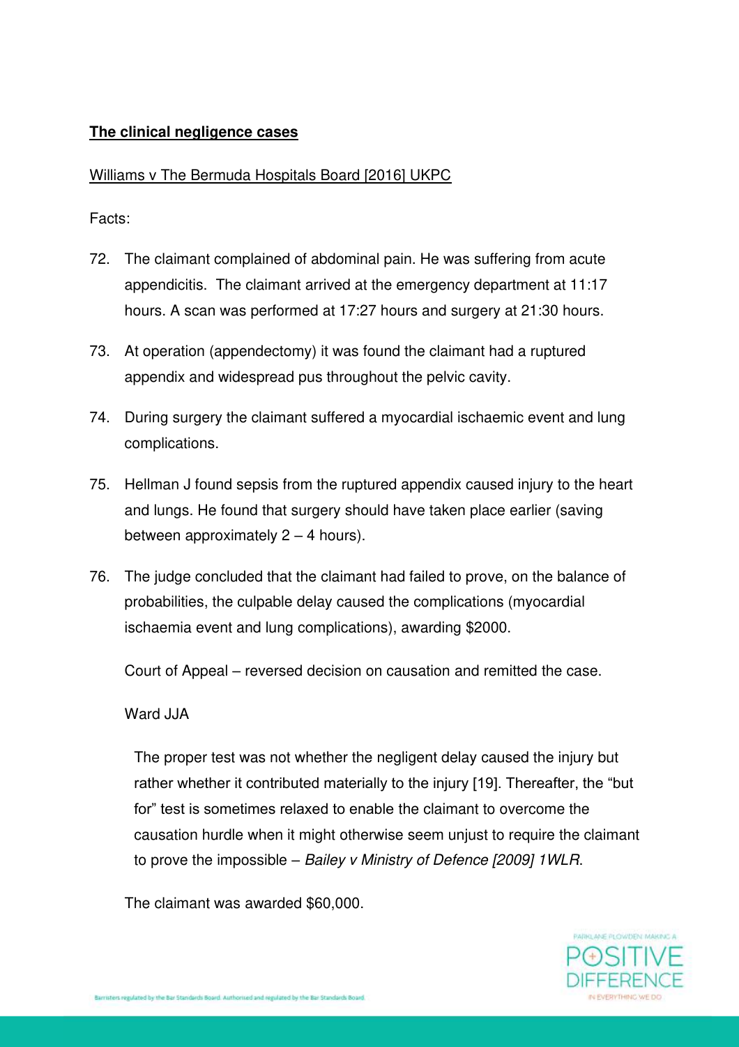**<u>The clinical negligence cases</u>**

<u>Williams v The Bermuda Hospitals Board [2016] UKPC</u>

Facts:

72. The claimant complained of abdominal pain. He was suffering from acute appendicitis. The claimant arrived at the emergency department at 11:17 hours. A scan was performed at 17:27 hours and surgery at 21:30 hours.

73. At operation (appendectomy) it was found the claimant had a ruptured appendix and widespread pus throughout the pelvic cavity.

74. During surgery the claimant suffered a myocardial ischaemic event and lung complications.

75. Hellman J found sepsis from the ruptured appendix caused injury to the heart and lungs. He found that surgery should have taken place earlier (saving between approximately 2 – 4 hours).

76. The judge concluded that the claimant had failed to prove, on the balance of probabilities, the culpable delay caused the complications (myocardial ischaemia event and lung complications), awarding $2000.

    Court of Appeal – reversed decision on causation and remitted the case.

    Ward JJA

    > The proper test was not whether the negligent delay caused the injury but rather whether it contributed materially to the injury [19]. Thereafter, the "but for" test is sometimes relaxed to enable the claimant to overcome the causation hurdle when it might otherwise seem unjust to require the claimant to prove the impossible – *Bailey v Ministry of Defence [2009] 1WLR*.

    The claimant was awarded $60,000.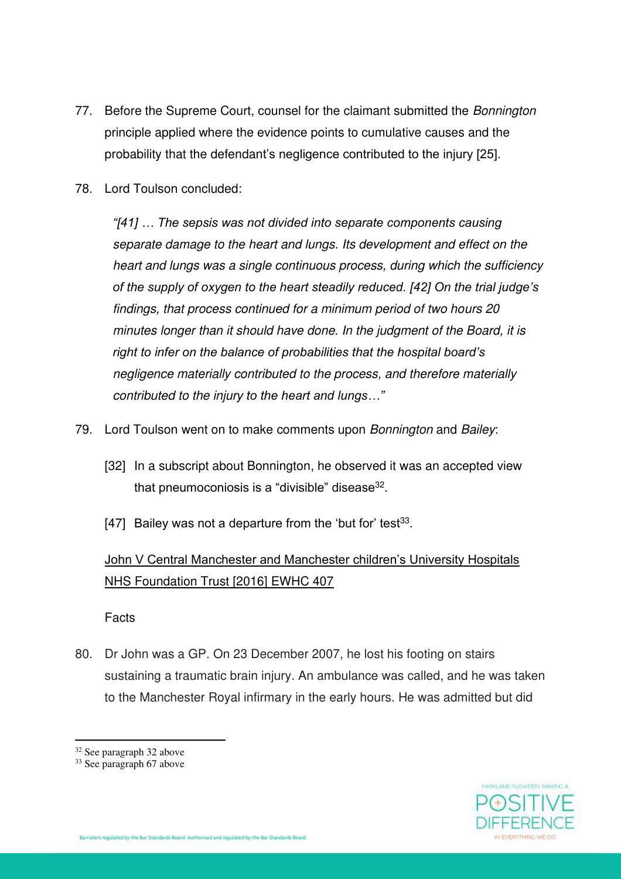77. Before the Supreme Court, counsel for the claimant submitted the *Bonnington* principle applied where the evidence points to cumulative causes and the probability that the defendant's negligence contributed to the injury [25].

78. Lord Toulson concluded:

    *"[41] … The sepsis was not divided into separate components causing separate damage to the heart and lungs. Its development and effect on the heart and lungs was a single continuous process, during which the sufficiency of the supply of oxygen to the heart steadily reduced. [42] On the trial judge's findings, that process continued for a minimum period of two hours 20 minutes longer than it should have done. In the judgment of the Board, it is right to infer on the balance of probabilities that the hospital board's negligence materially contributed to the process, and therefore materially contributed to the injury to the heart and lungs…"*

79. Lord Toulson went on to make comments upon *Bonnington* and *Bailey*:

    [32] In a subscript about Bonnington, he observed it was an accepted view that pneumoconiosis is a "divisible" disease[32].

    [47] Bailey was not a departure from the 'but for' test[33].

    <u>John V Central Manchester and Manchester children's University Hospitals NHS Foundation Trust [2016] EWHC 407</u>

    Facts

80. Dr John was a GP. On 23 December 2007, he lost his footing on stairs sustaining a traumatic brain injury. An ambulance was called, and he was taken to the Manchester Royal infirmary in the early hours. He was admitted but did

---

[32] See paragraph 32 above

[33] See paragraph 67 above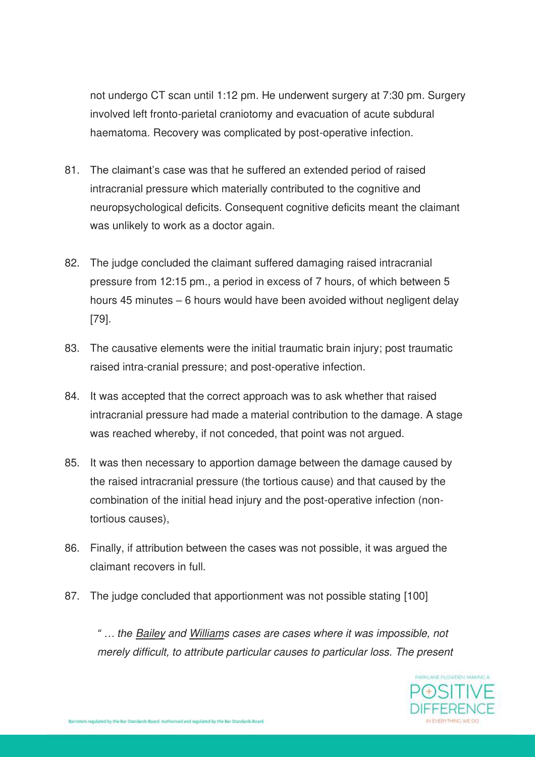not undergo CT scan until 1:12 pm. He underwent surgery at 7:30 pm. Surgery involved left fronto-parietal craniotomy and evacuation of acute subdural haematoma. Recovery was complicated by post-operative infection.

81. The claimant's case was that he suffered an extended period of raised intracranial pressure which materially contributed to the cognitive and neuropsychological deficits. Consequent cognitive deficits meant the claimant was unlikely to work as a doctor again.

82. The judge concluded the claimant suffered damaging raised intracranial pressure from 12:15 pm., a period in excess of 7 hours, of which between 5 hours 45 minutes – 6 hours would have been avoided without negligent delay [79].

83. The causative elements were the initial traumatic brain injury; post traumatic raised intra-cranial pressure; and post-operative infection.

84. It was accepted that the correct approach was to ask whether that raised intracranial pressure had made a material contribution to the damage. A stage was reached whereby, if not conceded, that point was not argued.

85. It was then necessary to apportion damage between the damage caused by the raised intracranial pressure (the tortious cause) and that caused by the combination of the initial head injury and the post-operative infection (non-tortious causes),

86. Finally, if attribution between the cases was not possible, it was argued the claimant recovers in full.

87. The judge concluded that apportionment was not possible stating [100]

> *" … the Bailey and Williams cases are cases where it was impossible, not merely difficult, to attribute particular causes to particular loss. The present*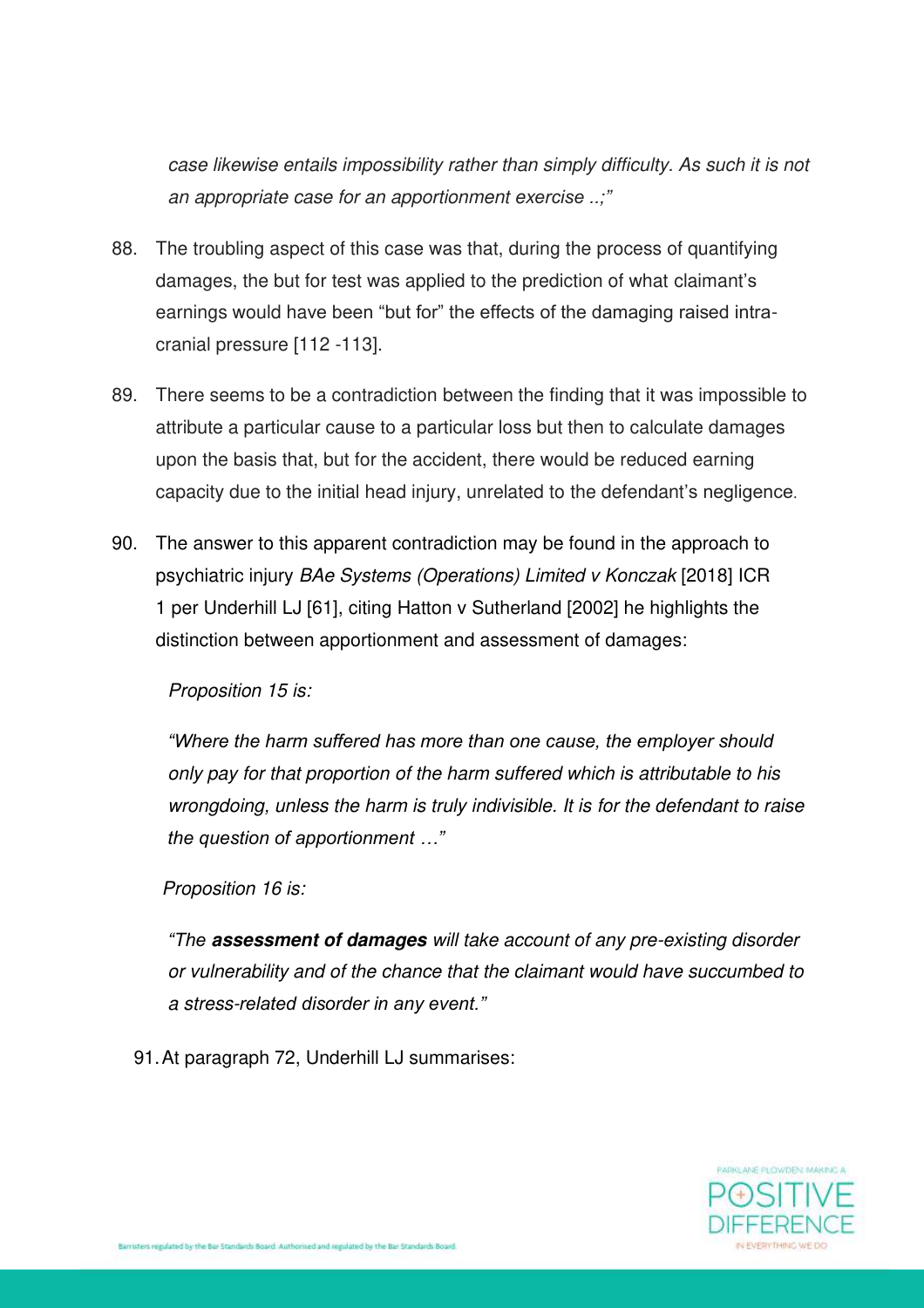*case likewise entails impossibility rather than simply difficulty. As such it is not an appropriate case for an apportionment exercise ..;"*

88. The troubling aspect of this case was that, during the process of quantifying damages, the but for test was applied to the prediction of what claimant's earnings would have been "but for" the effects of the damaging raised intra-cranial pressure [112 -113].

89. There seems to be a contradiction between the finding that it was impossible to attribute a particular cause to a particular loss but then to calculate damages upon the basis that, but for the accident, there would be reduced earning capacity due to the initial head injury, unrelated to the defendant's negligence.

90. The answer to this apparent contradiction may be found in the approach to psychiatric injury *BAe Systems (Operations) Limited v Konczak* [2018] ICR 1 per Underhill LJ [61], citing Hatton v Sutherland [2002] he highlights the distinction between apportionment and assessment of damages:

    *Proposition 15 is:*

    *"Where the harm suffered has more than one cause, the employer should only pay for that proportion of the harm suffered which is attributable to his wrongdoing, unless the harm is truly indivisible. It is for the defendant to raise the question of apportionment …"*

    *Proposition 16 is:*

    *"The **assessment of damages** will take account of any pre-existing disorder or vulnerability and of the chance that the claimant would have succumbed to a stress-related disorder in any event."*

91. At paragraph 72, Underhill LJ summarises: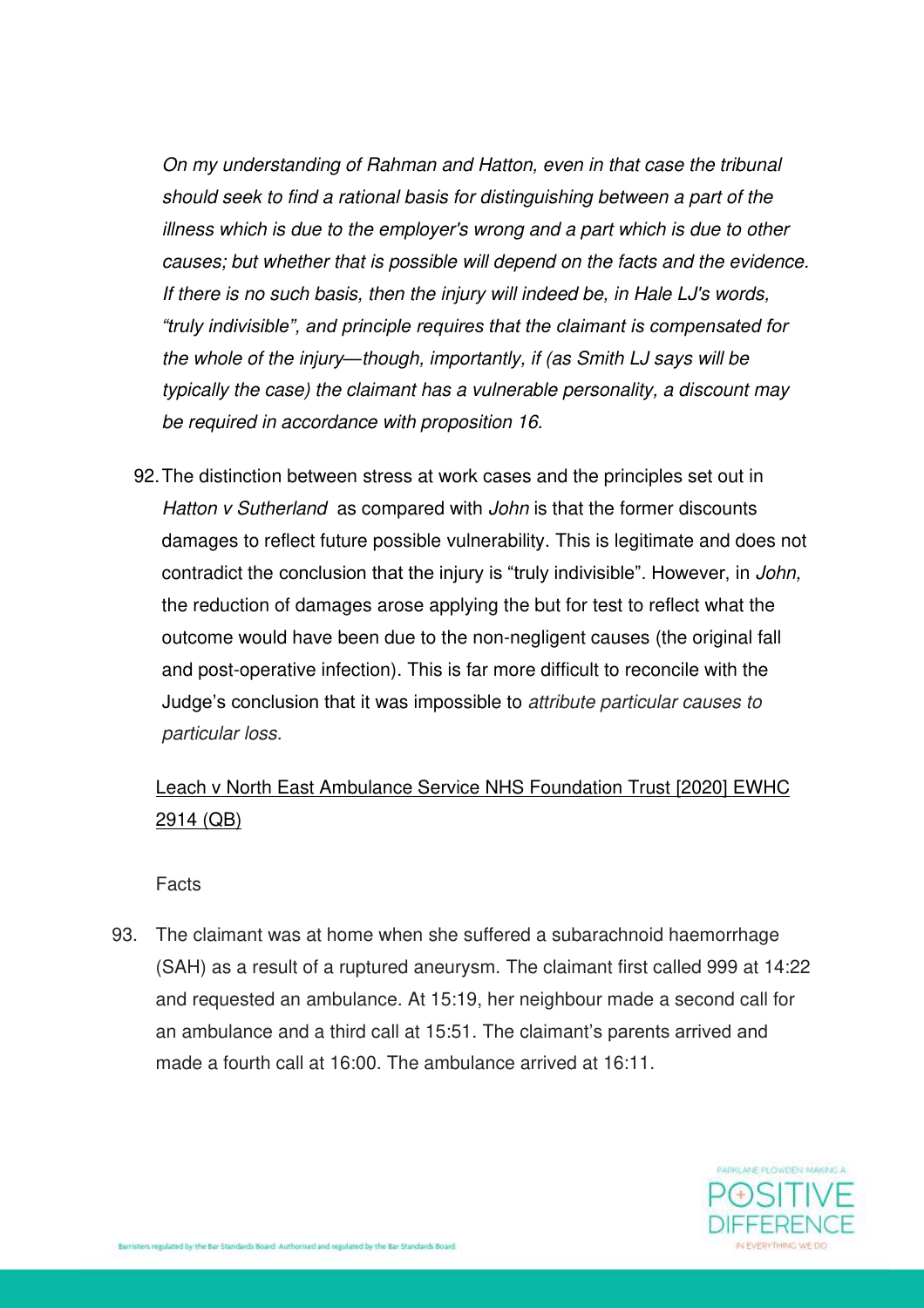> *On my understanding of Rahman and Hatton, even in that case the tribunal should seek to find a rational basis for distinguishing between a part of the illness which is due to the employer's wrong and a part which is due to other causes; but whether that is possible will depend on the facts and the evidence. If there is no such basis, then the injury will indeed be, in Hale LJ's words, "truly indivisible", and principle requires that the claimant is compensated for the whole of the injury—though, importantly, if (as Smith LJ says will be typically the case) the claimant has a vulnerable personality, a discount may be required in accordance with proposition 16.*

92. The distinction between stress at work cases and the principles set out in *Hatton v Sutherland* as compared with *John* is that the former discounts damages to reflect future possible vulnerability. This is legitimate and does not contradict the conclusion that the injury is "truly indivisible". However, in *John,* the reduction of damages arose applying the but for test to reflect what the outcome would have been due to the non-negligent causes (the original fall and post-operative infection). This is far more difficult to reconcile with the Judge's conclusion that it was impossible to *attribute particular causes to particular loss.*

Leach v North East Ambulance Service NHS Foundation Trust [2020] EWHC 2914 (QB)

Facts

93. The claimant was at home when she suffered a subarachnoid haemorrhage (SAH) as a result of a ruptured aneurysm. The claimant first called 999 at 14:22 and requested an ambulance. At 15:19, her neighbour made a second call for an ambulance and a third call at 15:51. The claimant's parents arrived and made a fourth call at 16:00. The ambulance arrived at 16:11.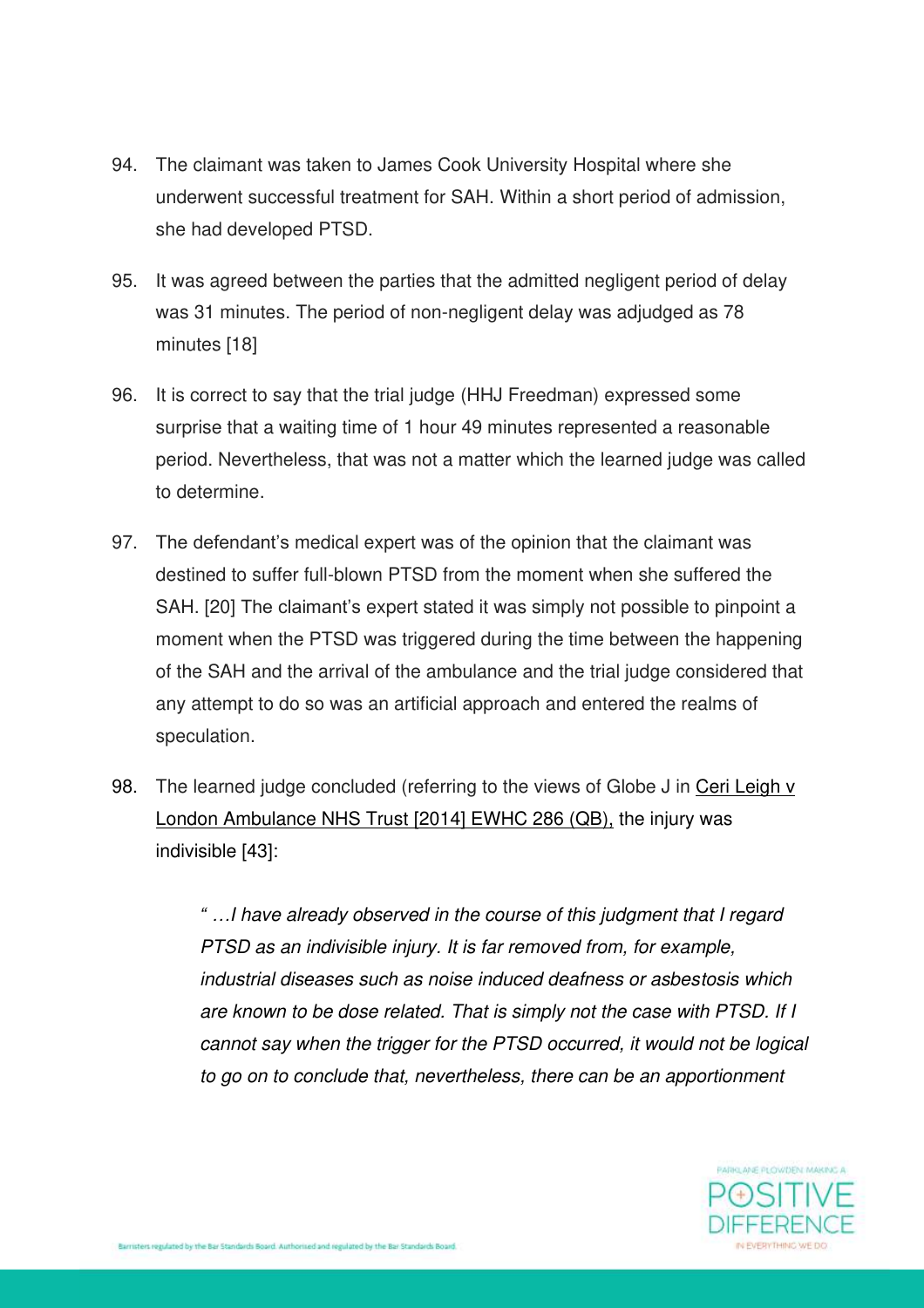94. The claimant was taken to James Cook University Hospital where she underwent successful treatment for SAH. Within a short period of admission, she had developed PTSD.

95. It was agreed between the parties that the admitted negligent period of delay was 31 minutes. The period of non-negligent delay was adjudged as 78 minutes [18]

96. It is correct to say that the trial judge (HHJ Freedman) expressed some surprise that a waiting time of 1 hour 49 minutes represented a reasonable period. Nevertheless, that was not a matter which the learned judge was called to determine.

97. The defendant's medical expert was of the opinion that the claimant was destined to suffer full-blown PTSD from the moment when she suffered the SAH. [20] The claimant's expert stated it was simply not possible to pinpoint a moment when the PTSD was triggered during the time between the happening of the SAH and the arrival of the ambulance and the trial judge considered that any attempt to do so was an artificial approach and entered the realms of speculation.

98. The learned judge concluded (referring to the views of Globe J in Ceri Leigh v London Ambulance NHS Trust [2014] EWHC 286 (QB), the injury was indivisible [43]:

> *" …I have already observed in the course of this judgment that I regard PTSD as an indivisible injury. It is far removed from, for example, industrial diseases such as noise induced deafness or asbestosis which are known to be dose related. That is simply not the case with PTSD. If I cannot say when the trigger for the PTSD occurred, it would not be logical to go on to conclude that, nevertheless, there can be an apportionment*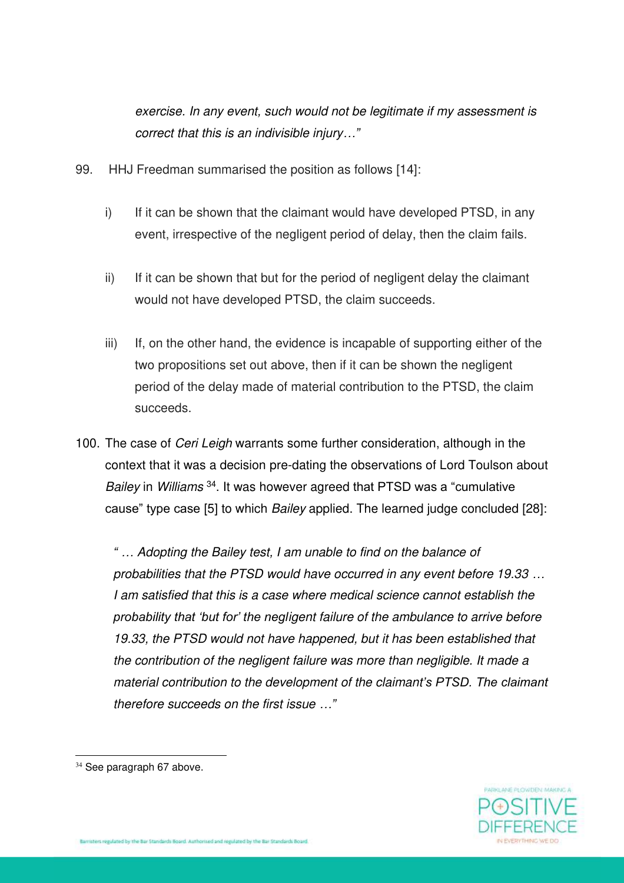> *exercise. In any event, such would not be legitimate if my assessment is correct that this is an indivisible injury…"*

99. HHJ Freedman summarised the position as follows [14]:

    i) If it can be shown that the claimant would have developed PTSD, in any event, irrespective of the negligent period of delay, then the claim fails.

    ii) If it can be shown that but for the period of negligent delay the claimant would not have developed PTSD, the claim succeeds.

    iii) If, on the other hand, the evidence is incapable of supporting either of the two propositions set out above, then if it can be shown the negligent period of the delay made of material contribution to the PTSD, the claim succeeds.

100. The case of *Ceri Leigh* warrants some further consideration, although in the context that it was a decision pre-dating the observations of Lord Toulson about *Bailey* in *Williams* [34]. It was however agreed that PTSD was a "cumulative cause" type case [5] to which *Bailey* applied. The learned judge concluded [28]:

> *" … Adopting the Bailey test, I am unable to find on the balance of probabilities that the PTSD would have occurred in any event before 19.33 … I am satisfied that this is a case where medical science cannot establish the probability that 'but for' the negligent failure of the ambulance to arrive before 19.33, the PTSD would not have happened, but it has been established that the contribution of the negligent failure was more than negligible. It made a material contribution to the development of the claimant's PTSD. The claimant therefore succeeds on the first issue …"*

---

[34] See paragraph 67 above.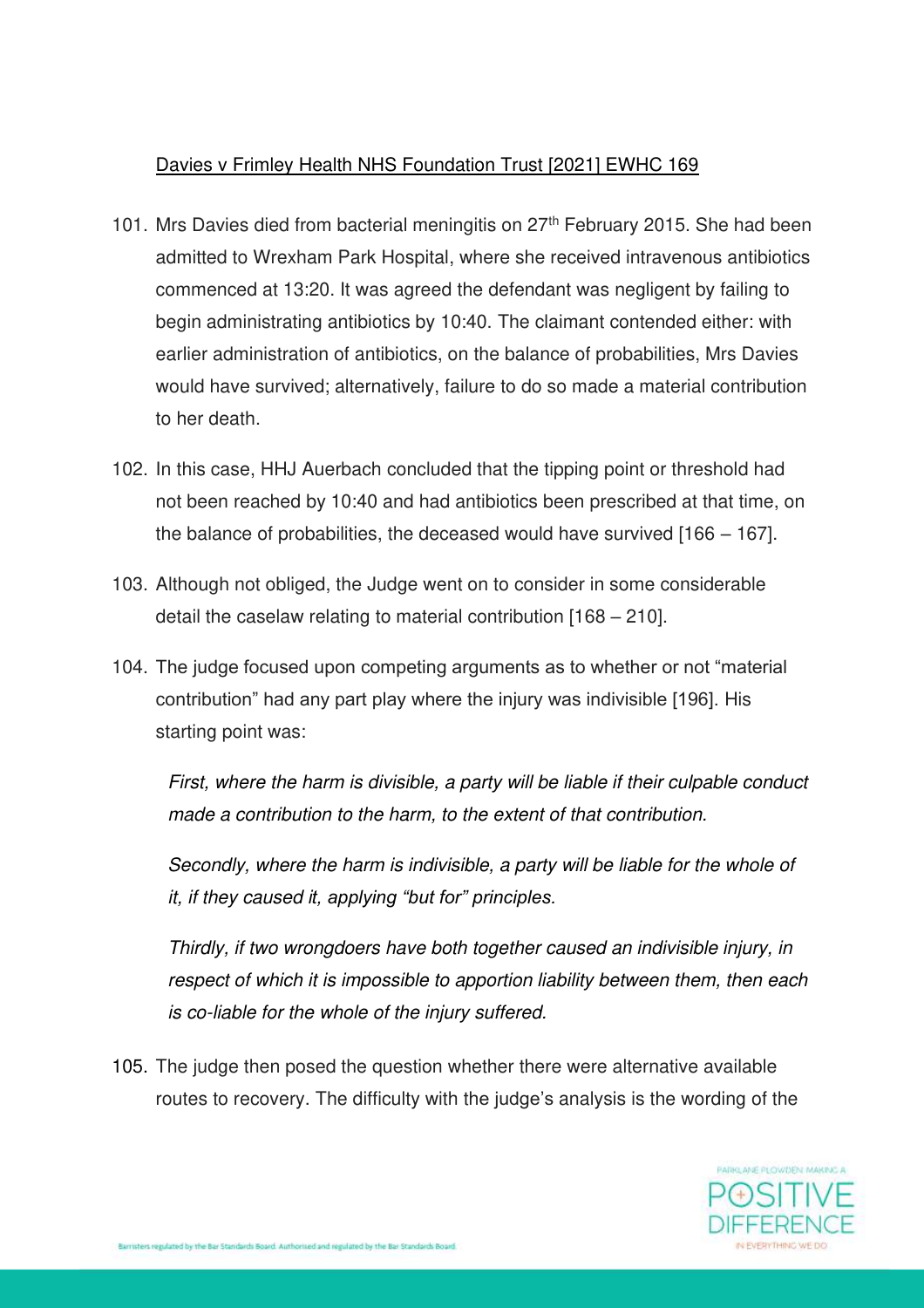Davies v Frimley Health NHS Foundation Trust [2021] EWHC 169

101. Mrs Davies died from bacterial meningitis on 27th February 2015. She had been admitted to Wrexham Park Hospital, where she received intravenous antibiotics commenced at 13:20. It was agreed the defendant was negligent by failing to begin administrating antibiotics by 10:40. The claimant contended either: with earlier administration of antibiotics, on the balance of probabilities, Mrs Davies would have survived; alternatively, failure to do so made a material contribution to her death.

102. In this case, HHJ Auerbach concluded that the tipping point or threshold had not been reached by 10:40 and had antibiotics been prescribed at that time, on the balance of probabilities, the deceased would have survived [166 – 167].

103. Although not obliged, the Judge went on to consider in some considerable detail the caselaw relating to material contribution [168 – 210].

104. The judge focused upon competing arguments as to whether or not "material contribution" had any part play where the injury was indivisible [196]. His starting point was:

> *First, where the harm is divisible, a party will be liable if their culpable conduct made a contribution to the harm, to the extent of that contribution.*
>
> *Secondly, where the harm is indivisible, a party will be liable for the whole of it, if they caused it, applying "but for" principles.*
>
> *Thirdly, if two wrongdoers have both together caused an indivisible injury, in respect of which it is impossible to apportion liability between them, then each is co-liable for the whole of the injury suffered.*

105. The judge then posed the question whether there were alternative available routes to recovery. The difficulty with the judge's analysis is the wording of the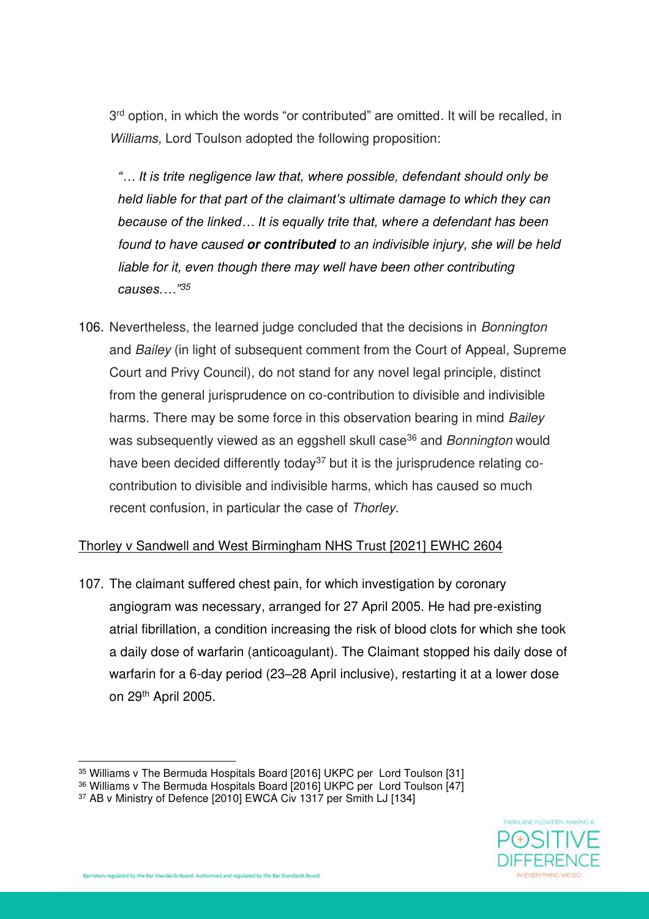3rd option, in which the words "or contributed" are omitted. It will be recalled, in *Williams,* Lord Toulson adopted the following proposition:

> *"… It is trite negligence law that, where possible, defendant should only be held liable for that part of the claimant's ultimate damage to which they can because of the linked… It is equally trite that, where a defendant has been found to have caused **or contributed** to an indivisible injury, she will be held liable for it, even though there may well have been other contributing causes.…"*[35]

106. Nevertheless, the learned judge concluded that the decisions in *Bonnington* and *Bailey* (in light of subsequent comment from the Court of Appeal, Supreme Court and Privy Council), do not stand for any novel legal principle, distinct from the general jurisprudence on co-contribution to divisible and indivisible harms. There may be some force in this observation bearing in mind *Bailey* was subsequently viewed as an eggshell skull case[36] and *Bonnington* would have been decided differently today[37] but it is the jurisprudence relating co-contribution to divisible and indivisible harms, which has caused so much recent confusion, in particular the case of *Thorley*.

<u>Thorley v Sandwell and West Birmingham NHS Trust [2021] EWHC 2604</u>

107. The claimant suffered chest pain, for which investigation by coronary angiogram was necessary, arranged for 27 April 2005. He had pre-existing atrial fibrillation, a condition increasing the risk of blood clots for which she took a daily dose of warfarin (anticoagulant). The Claimant stopped his daily dose of warfarin for a 6-day period (23–28 April inclusive), restarting it at a lower dose on 29th April 2005.

---

[35] Williams v The Bermuda Hospitals Board [2016] UKPC per Lord Toulson [31]

[36] Williams v The Bermuda Hospitals Board [2016] UKPC per Lord Toulson [47]

[37] AB v Ministry of Defence [2010] EWCA Civ 1317 per Smith LJ [134]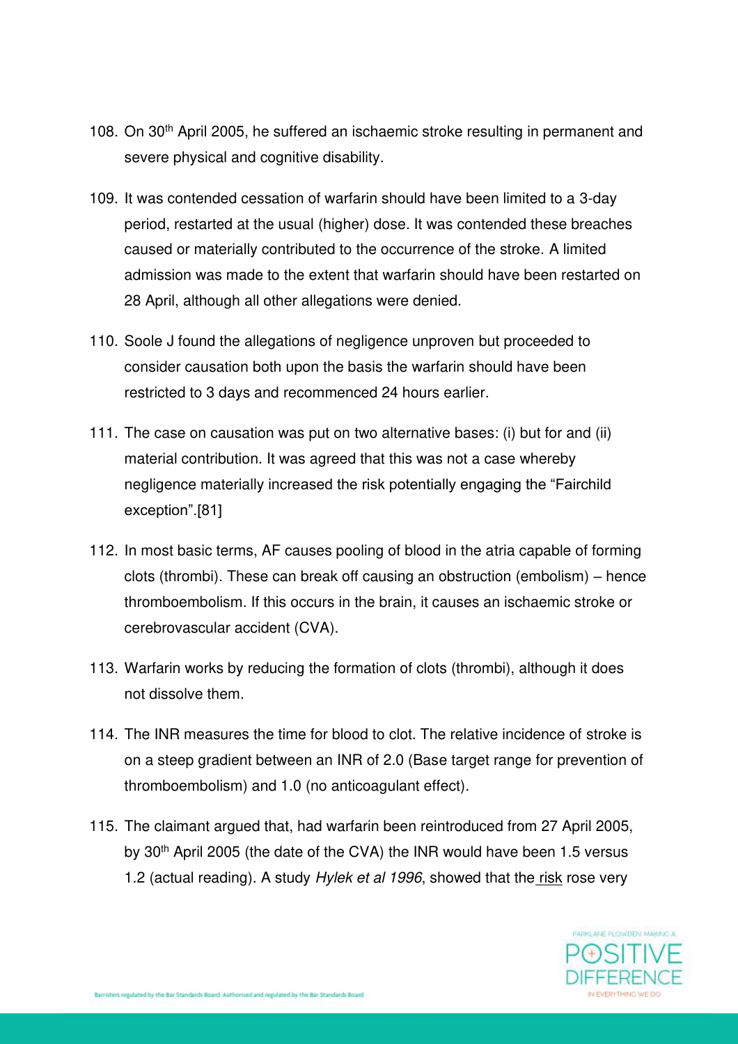108. On 30th April 2005, he suffered an ischaemic stroke resulting in permanent and severe physical and cognitive disability.

109. It was contended cessation of warfarin should have been limited to a 3-day period, restarted at the usual (higher) dose. It was contended these breaches caused or materially contributed to the occurrence of the stroke. A limited admission was made to the extent that warfarin should have been restarted on 28 April, although all other allegations were denied.

110. Soole J found the allegations of negligence unproven but proceeded to consider causation both upon the basis the warfarin should have been restricted to 3 days and recommenced 24 hours earlier.

111. The case on causation was put on two alternative bases: (i) but for and (ii) material contribution. It was agreed that this was not a case whereby negligence materially increased the risk potentially engaging the "Fairchild exception".[81]

112. In most basic terms, AF causes pooling of blood in the atria capable of forming clots (thrombi). These can break off causing an obstruction (embolism) – hence thromboembolism. If this occurs in the brain, it causes an ischaemic stroke or cerebrovascular accident (CVA).

113. Warfarin works by reducing the formation of clots (thrombi), although it does not dissolve them.

114. The INR measures the time for blood to clot. The relative incidence of stroke is on a steep gradient between an INR of 2.0 (Base target range for prevention of thromboembolism) and 1.0 (no anticoagulant effect).

115. The claimant argued that, had warfarin been reintroduced from 27 April 2005, by 30th April 2005 (the date of the CVA) the INR would have been 1.5 versus 1.2 (actual reading). A study *Hylek et al 1996*, showed that the risk rose very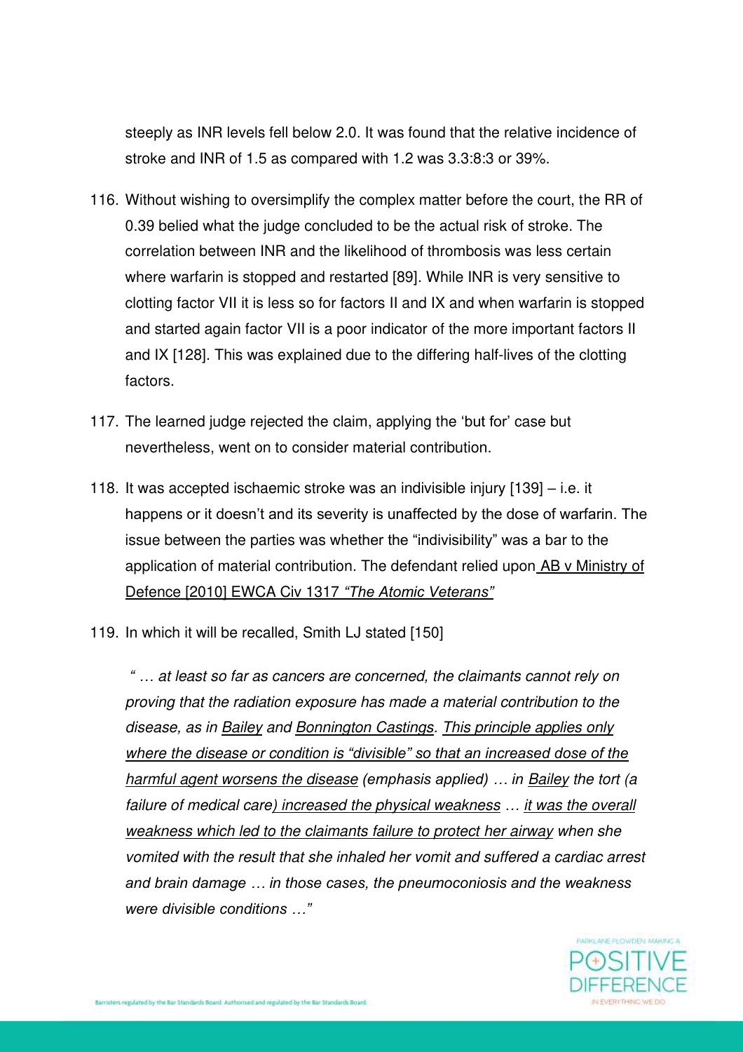steeply as INR levels fell below 2.0. It was found that the relative incidence of stroke and INR of 1.5 as compared with 1.2 was 3.3:8:3 or 39%.

116. Without wishing to oversimplify the complex matter before the court, the RR of 0.39 belied what the judge concluded to be the actual risk of stroke. The correlation between INR and the likelihood of thrombosis was less certain where warfarin is stopped and restarted [89]. While INR is very sensitive to clotting factor VII it is less so for factors II and IX and when warfarin is stopped and started again factor VII is a poor indicator of the more important factors II and IX [128]. This was explained due to the differing half-lives of the clotting factors.

117. The learned judge rejected the claim, applying the 'but for' case but nevertheless, went on to consider material contribution.

118. It was accepted ischaemic stroke was an indivisible injury [139] – i.e. it happens or it doesn't and its severity is unaffected by the dose of warfarin. The issue between the parties was whether the "indivisibility" was a bar to the application of material contribution. The defendant relied upon AB v Ministry of Defence [2010] EWCA Civ 1317 *"The Atomic Veterans"*

119. In which it will be recalled, Smith LJ stated [150]

*" … at least so far as cancers are concerned, the claimants cannot rely on proving that the radiation exposure has made a material contribution to the disease, as in Bailey and Bonnington Castings. This principle applies only where the disease or condition is "divisible" so that an increased dose of the harmful agent worsens the disease (emphasis applied) … in Bailey the tort (a failure of medical care) increased the physical weakness … it was the overall weakness which led to the claimants failure to protect her airway when she vomited with the result that she inhaled her vomit and suffered a cardiac arrest and brain damage … in those cases, the pneumoconiosis and the weakness were divisible conditions …"*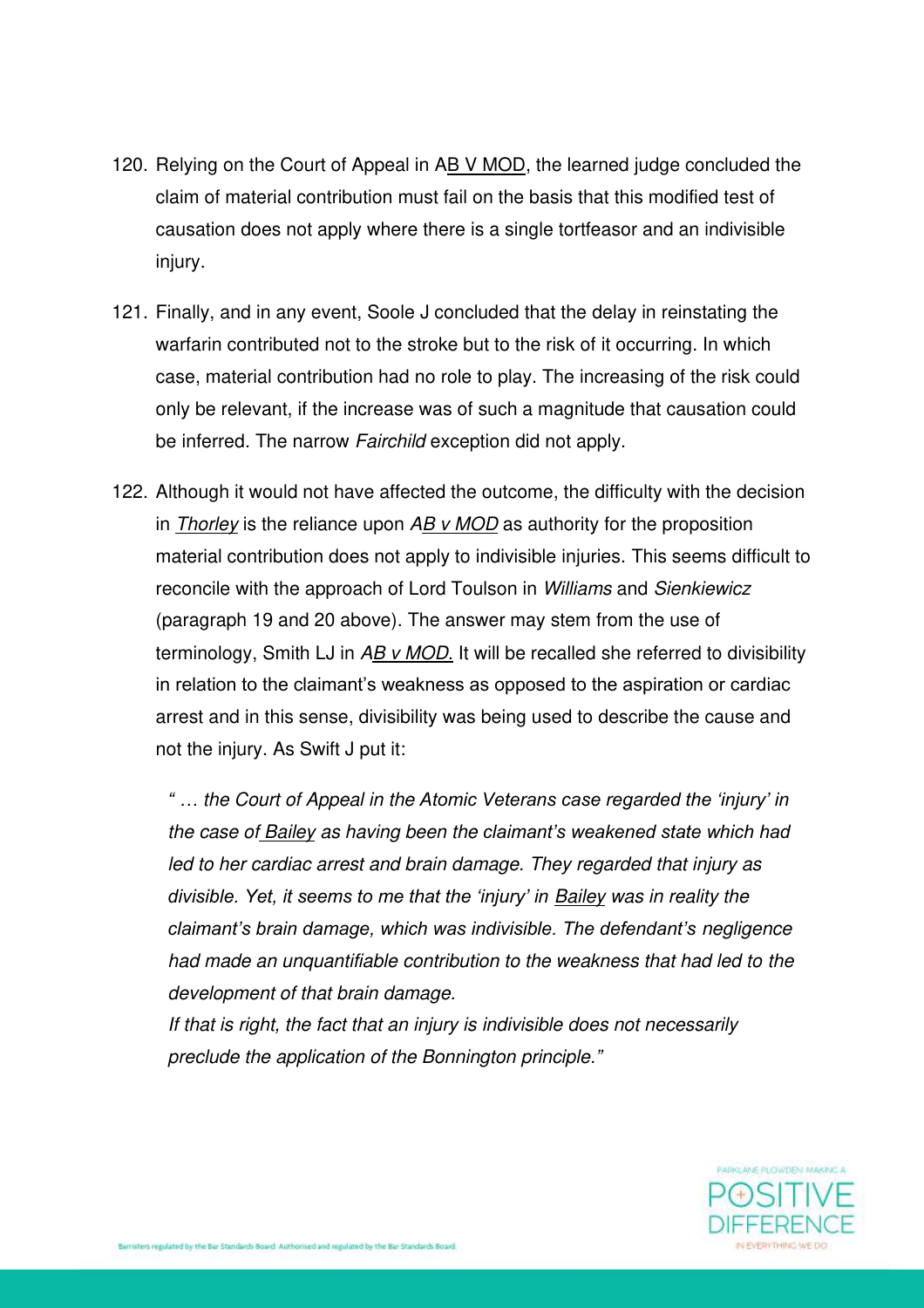120. Relying on the Court of Appeal in AB V MOD, the learned judge concluded the claim of material contribution must fail on the basis that this modified test of causation does not apply where there is a single tortfeasor and an indivisible injury.

121. Finally, and in any event, Soole J concluded that the delay in reinstating the warfarin contributed not to the stroke but to the risk of it occurring. In which case, material contribution had no role to play. The increasing of the risk could only be relevant, if the increase was of such a magnitude that causation could be inferred. The narrow *Fairchild* exception did not apply.

122. Although it would not have affected the outcome, the difficulty with the decision in *Thorley* is the reliance upon *AB v MOD* as authority for the proposition material contribution does not apply to indivisible injuries. This seems difficult to reconcile with the approach of Lord Toulson in *Williams* and *Sienkiewicz* (paragraph 19 and 20 above). The answer may stem from the use of terminology, Smith LJ in *AB v MOD.* It will be recalled she referred to divisibility in relation to the claimant's weakness as opposed to the aspiration or cardiac arrest and in this sense, divisibility was being used to describe the cause and not the injury. As Swift J put it:

    *" … the Court of Appeal in the Atomic Veterans case regarded the 'injury' in the case of Bailey as having been the claimant's weakened state which had led to her cardiac arrest and brain damage. They regarded that injury as divisible. Yet, it seems to me that the 'injury' in Bailey was in reality the claimant's brain damage, which was indivisible. The defendant's negligence had made an unquantifiable contribution to the weakness that had led to the development of that brain damage.*
    *If that is right, the fact that an injury is indivisible does not necessarily preclude the application of the Bonnington principle."*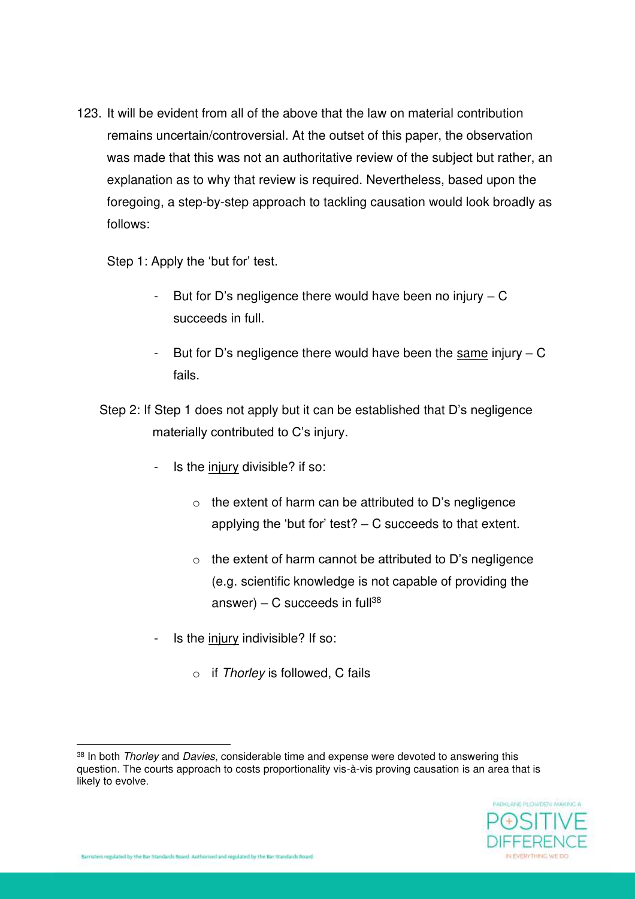123. It will be evident from all of the above that the law on material contribution remains uncertain/controversial. At the outset of this paper, the observation was made that this was not an authoritative review of the subject but rather, an explanation as to why that review is required. Nevertheless, based upon the foregoing, a step-by-step approach to tackling causation would look broadly as follows:

Step 1: Apply the 'but for' test.

- But for D's negligence there would have been no injury – C succeeds in full.
- But for D's negligence there would have been the <u>same</u> injury – C fails.

Step 2: If Step 1 does not apply but it can be established that D's negligence materially contributed to C's injury.

- Is the <u>injury</u> divisible? if so:
  - the extent of harm can be attributed to D's negligence applying the 'but for' test? – C succeeds to that extent.
  - the extent of harm cannot be attributed to D's negligence (e.g. scientific knowledge is not capable of providing the answer) – C succeeds in full[38]
- Is the <u>injury</u> indivisible? If so:
  - if *Thorley* is followed, C fails

---

[38] In both *Thorley* and *Davies*, considerable time and expense were devoted to answering this question. The courts approach to costs proportionality vis-à-vis proving causation is an area that is likely to evolve.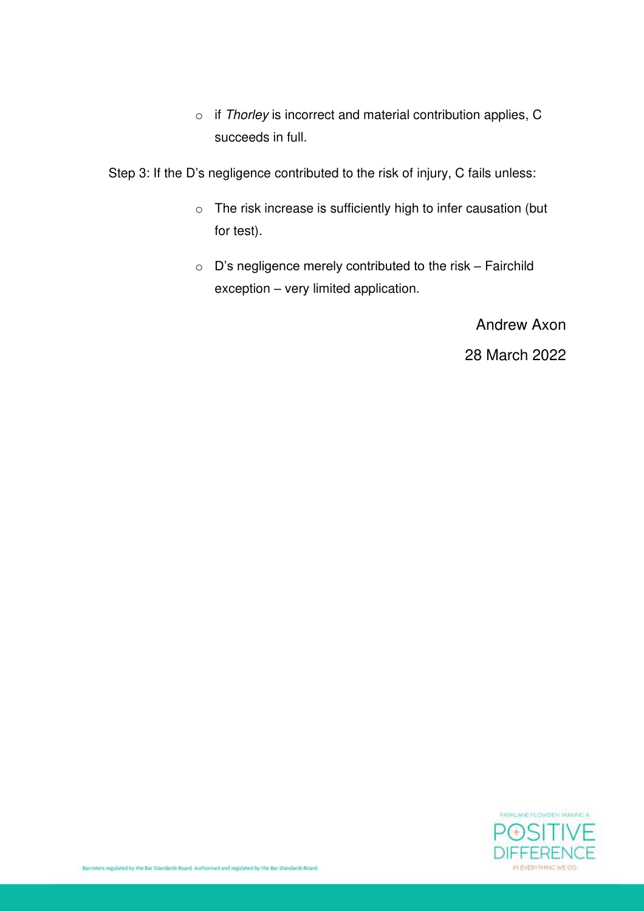- if *Thorley* is incorrect and material contribution applies, C succeeds in full.

Step 3: If the D's negligence contributed to the risk of injury, C fails unless:

- The risk increase is sufficiently high to infer causation (but for test).
- D's negligence merely contributed to the risk – Fairchild exception – very limited application.

Andrew Axon

28 March 2022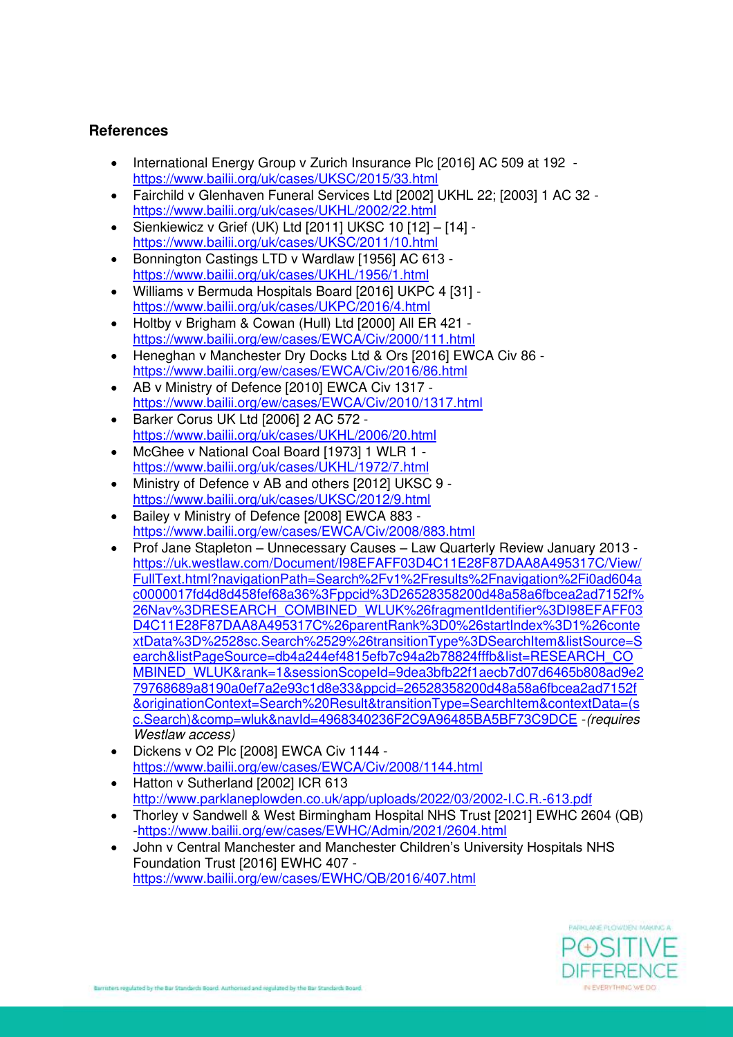### References

- International Energy Group v Zurich Insurance Plc [2016] AC 509 at 192 - https://www.bailii.org/uk/cases/UKSC/2015/33.html
- Fairchild v Glenhaven Funeral Services Ltd [2002] UKHL 22; [2003] 1 AC 32 - https://www.bailii.org/uk/cases/UKHL/2002/22.html
- Sienkiewicz v Grief (UK) Ltd [2011] UKSC 10 [12] – [14] - https://www.bailii.org/uk/cases/UKSC/2011/10.html
- Bonnington Castings LTD v Wardlaw [1956] AC 613 - https://www.bailii.org/uk/cases/UKHL/1956/1.html
- Williams v Bermuda Hospitals Board [2016] UKPC 4 [31] - https://www.bailii.org/uk/cases/UKPC/2016/4.html
- Holtby v Brigham & Cowan (Hull) Ltd [2000] All ER 421 - https://www.bailii.org/ew/cases/EWCA/Civ/2000/111.html
- Heneghan v Manchester Dry Docks Ltd & Ors [2016] EWCA Civ 86 - https://www.bailii.org/ew/cases/EWCA/Civ/2016/86.html
- AB v Ministry of Defence [2010] EWCA Civ 1317 - https://www.bailii.org/ew/cases/EWCA/Civ/2010/1317.html
- Barker Corus UK Ltd [2006] 2 AC 572 - https://www.bailii.org/uk/cases/UKHL/2006/20.html
- McGhee v National Coal Board [1973] 1 WLR 1 - https://www.bailii.org/uk/cases/UKHL/1972/7.html
- Ministry of Defence v AB and others [2012] UKSC 9 - https://www.bailii.org/uk/cases/UKSC/2012/9.html
- Bailey v Ministry of Defence [2008] EWCA 883 - https://www.bailii.org/ew/cases/EWCA/Civ/2008/883.html
- Prof Jane Stapleton – Unnecessary Causes – Law Quarterly Review January 2013 - https://uk.westlaw.com/Document/I98EFAFF03D4C11E28F87DAA8A495317C/View/FullText.html?navigationPath=Search%2Fv1%2Fresults%2Fnavigation%2Fi0ad604ac0000017fd4d8d458fef68a36%3Fppcid%3D26528358200d48a58a6fbcea2ad7152f%26Nav%3DRESEARCH_COMBINED_WLUK%26fragmentIdentifier%3DI98EFAFF03D4C11E28F87DAA8A495317C%26parentRank%3D0%26startIndex%3D1%26contextData%3D%2528sc.Search%2529%26transitionType%3DSearchItem&listSource=Search&listPageSource=db4a244ef4815efb7c94a2b78824fffb&list=RESEARCH_COMBINED_WLUK&rank=1&sessionScopeId=9dea3bfb22f1aecb7d07d6465b808ad9e279768689a8190a0ef7a2e93c1d8e33&ppcid=26528358200d48a58a6fbcea2ad7152f&originationContext=Search%20Result&transitionType=SearchItem&contextData=(sc.Search)&comp=wluk&navId=4968340236F2C9A96485BA5BF73C9DCE - *(requires Westlaw access)*
- Dickens v O2 Plc [2008] EWCA Civ 1144 - https://www.bailii.org/ew/cases/EWCA/Civ/2008/1144.html
- Hatton v Sutherland [2002] ICR 613 http://www.parklaneplowden.co.uk/app/uploads/2022/03/2002-I.C.R.-613.pdf
- Thorley v Sandwell & West Birmingham Hospital NHS Trust [2021] EWHC 2604 (QB) -https://www.bailii.org/ew/cases/EWHC/Admin/2021/2604.html
- John v Central Manchester and Manchester Children's University Hospitals NHS Foundation Trust [2016] EWHC 407 - https://www.bailii.org/ew/cases/EWHC/QB/2016/407.html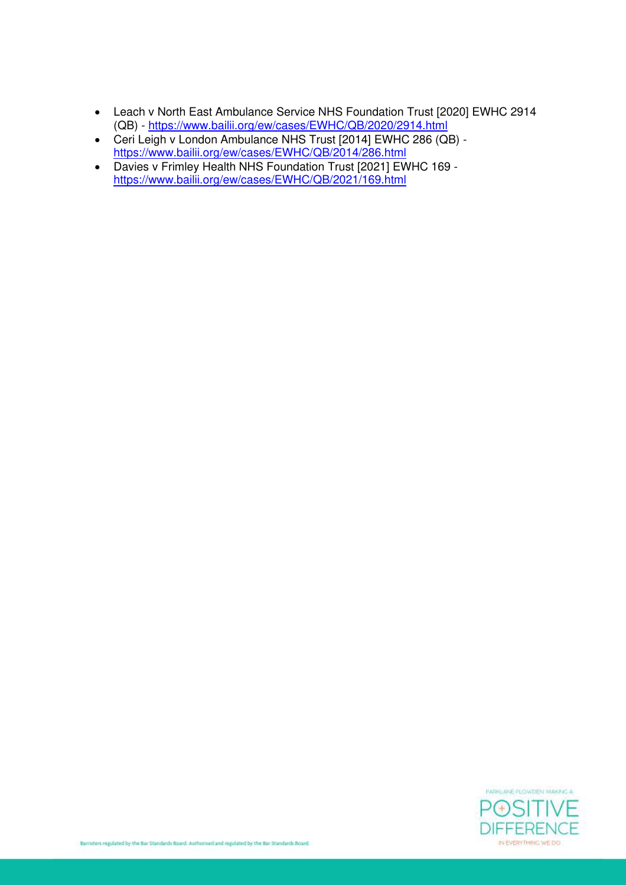- Leach v North East Ambulance Service NHS Foundation Trust [2020] EWHC 2914 (QB) - https://www.bailii.org/ew/cases/EWHC/QB/2020/2914.html
- Ceri Leigh v London Ambulance NHS Trust [2014] EWHC 286 (QB) - https://www.bailii.org/ew/cases/EWHC/QB/2014/286.html
- Davies v Frimley Health NHS Foundation Trust [2021] EWHC 169 - https://www.bailii.org/ew/cases/EWHC/QB/2021/169.html